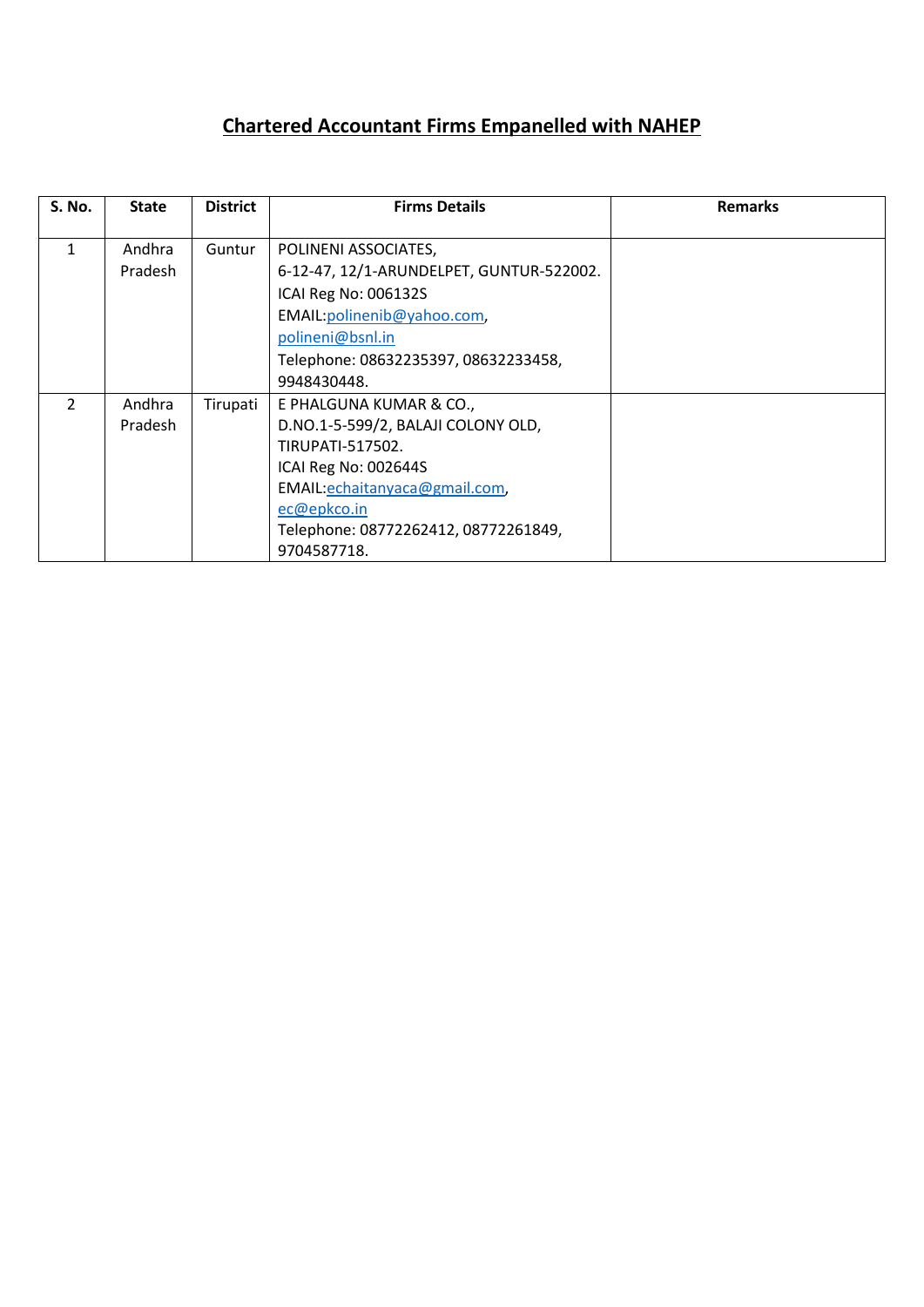# Chartered Accountant Firms Empanelled with NAHEP

| S. No. | State | District | Firms Details | Remarks |
|---|---|---|---|---|
| 1 | Andhra Pradesh | Guntur | POLINENI ASSOCIATES,<br>6-12-47, 12/1-ARUNDELPET, GUNTUR-522002.<br>ICAI Reg No: 006132S<br>EMAIL:polinenib@yahoo.com, polineni@bsnl.in<br>Telephone: 08632235397, 08632233458, 9948430448. | |
| 2 | Andhra Pradesh | Tirupati | E PHALGUNA KUMAR & CO.,<br>D.NO.1-5-599/2, BALAJI COLONY OLD, TIRUPATI-517502.<br>ICAI Reg No: 002644S<br>EMAIL:echaitanyaca@gmail.com, ec@epkco.in<br>Telephone: 08772262412, 08772261849, 9704587718. | |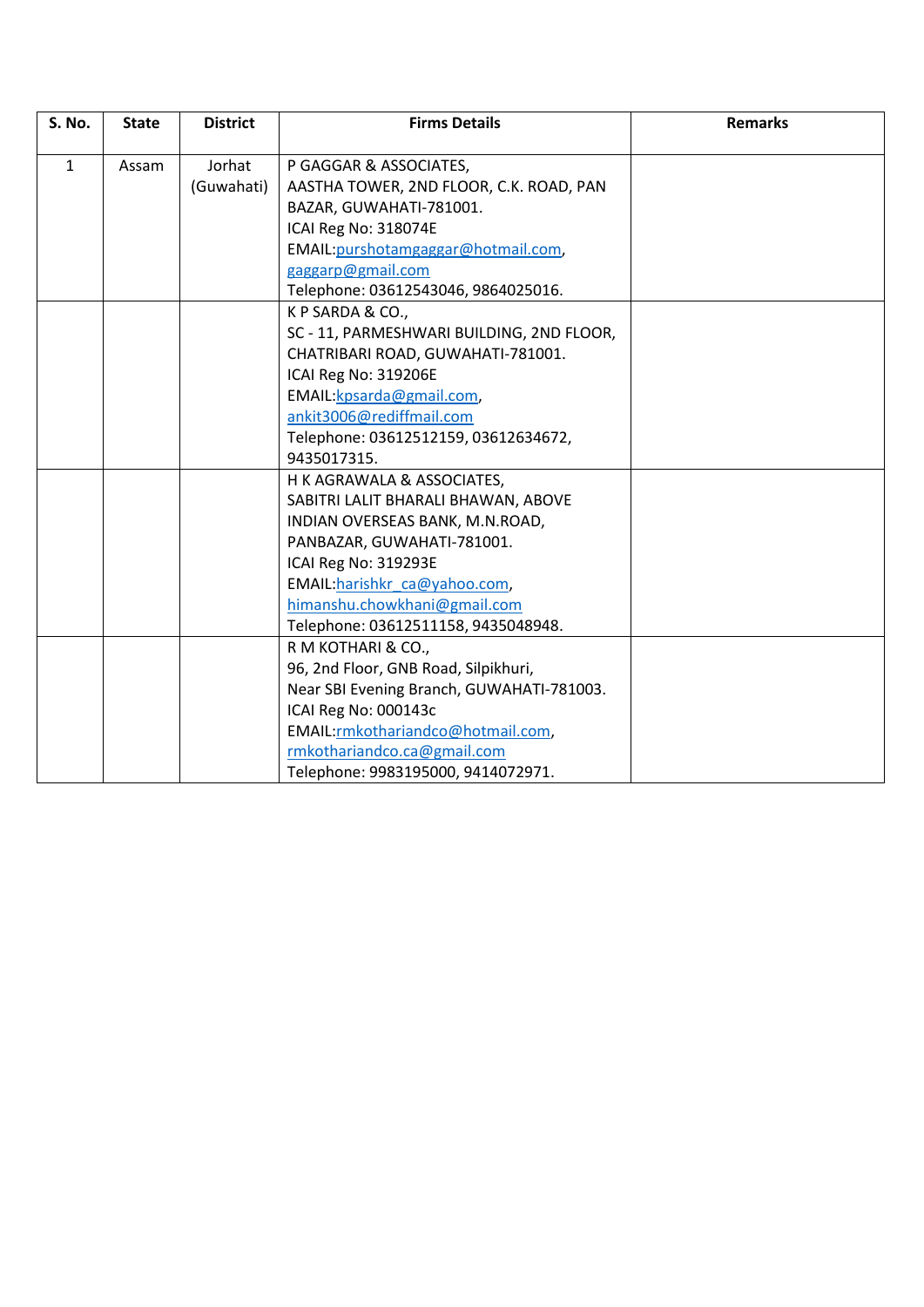| S. No. | State | District | Firms Details | Remarks |
|---|---|---|---|---|
| 1 | Assam | Jorhat (Guwahati) | P GAGGAR & ASSOCIATES,<br>AASTHA TOWER, 2ND FLOOR, C.K. ROAD, PAN BAZAR, GUWAHATI-781001.<br>ICAI Reg No: 318074E<br>EMAIL:purshotamgaggar@hotmail.com, gaggarp@gmail.com<br>Telephone: 03612543046, 9864025016. | |
| | | | K P SARDA & CO.,<br>SC - 11, PARMESHWARI BUILDING, 2ND FLOOR, CHATRIBARI ROAD, GUWAHATI-781001.<br>ICAI Reg No: 319206E<br>EMAIL:kpsarda@gmail.com, ankit3006@rediffmail.com<br>Telephone: 03612512159, 03612634672, 9435017315. | |
| | | | H K AGRAWALA & ASSOCIATES,<br>SABITRI LALIT BHARALI BHAWAN, ABOVE INDIAN OVERSEAS BANK, M.N.ROAD, PANBAZAR, GUWAHATI-781001.<br>ICAI Reg No: 319293E<br>EMAIL:harishkr_ca@yahoo.com, himanshu.chowkhani@gmail.com<br>Telephone: 03612511158, 9435048948. | |
| | | | R M KOTHARI & CO.,<br>96, 2nd Floor, GNB Road, Silpikhuri, Near SBI Evening Branch, GUWAHATI-781003.<br>ICAI Reg No: 000143c<br>EMAIL:rmkothariandco@hotmail.com, rmkothariandco.ca@gmail.com<br>Telephone: 9983195000, 9414072971. | |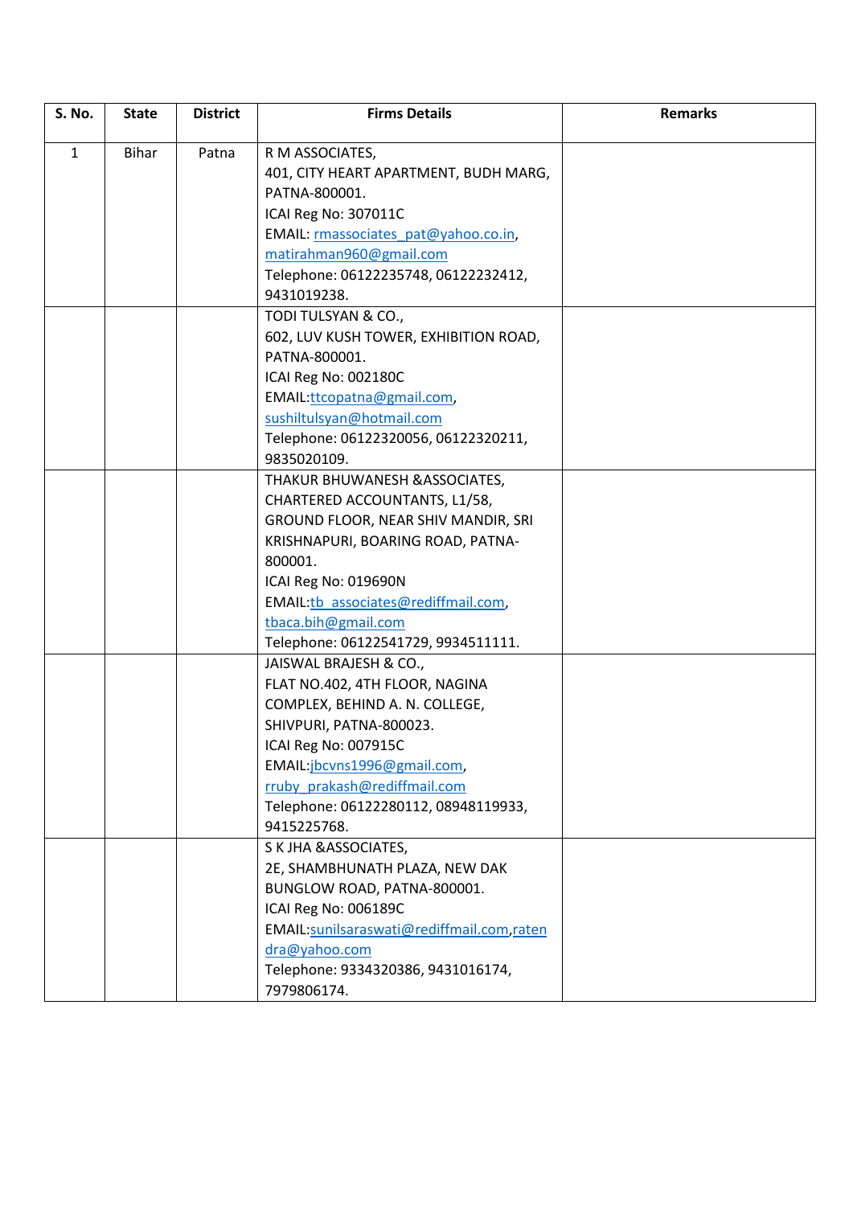| S. No. | State | District | Firms Details | Remarks |
|---|---|---|---|---|
| 1 | Bihar | Patna | R M ASSOCIATES,<br>401, CITY HEART APARTMENT, BUDH MARG, PATNA-800001.<br>ICAI Reg No: 307011C<br>EMAIL: rmassociates_pat@yahoo.co.in, matirahman960@gmail.com<br>Telephone: 06122235748, 06122232412, 9431019238. | |
| | | | TODI TULSYAN & CO.,<br>602, LUV KUSH TOWER, EXHIBITION ROAD, PATNA-800001.<br>ICAI Reg No: 002180C<br>EMAIL:ttcopatna@gmail.com, sushiltulsyan@hotmail.com<br>Telephone: 06122320056, 06122320211, 9835020109. | |
| | | | THAKUR BHUWANESH &ASSOCIATES, CHARTERED ACCOUNTANTS, L1/58, GROUND FLOOR, NEAR SHIV MANDIR, SRI KRISHNAPURI, BOARING ROAD, PATNA-800001.<br>ICAI Reg No: 019690N<br>EMAIL:tb_associates@rediffmail.com, tbaca.bih@gmail.com<br>Telephone: 06122541729, 9934511111. | |
| | | | JAISWAL BRAJESH & CO.,<br>FLAT NO.402, 4TH FLOOR, NAGINA COMPLEX, BEHIND A. N. COLLEGE, SHIVPURI, PATNA-800023.<br>ICAI Reg No: 007915C<br>EMAIL:jbcvns1996@gmail.com, rruby_prakash@rediffmail.com<br>Telephone: 06122280112, 08948119933, 9415225768. | |
| | | | S K JHA &ASSOCIATES,<br>2E, SHAMBHUNATH PLAZA, NEW DAK BUNGLOW ROAD, PATNA-800001.<br>ICAI Reg No: 006189C<br>EMAIL:sunilsaraswati@rediffmail.com,ratendra@yahoo.com<br>Telephone: 9334320386, 9431016174, 7979806174. | |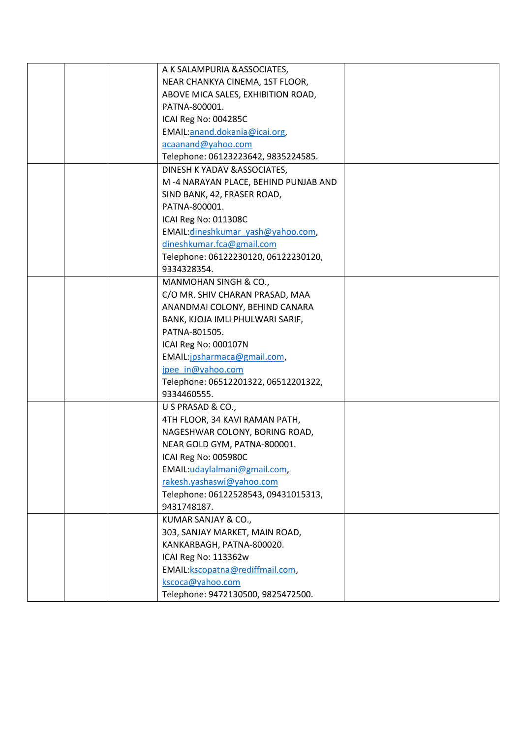|  |  |  |  |  |
|---|---|---|---|---|
|  |  |  | A K SALAMPURIA &ASSOCIATES,<br>NEAR CHANKYA CINEMA, 1ST FLOOR,<br>ABOVE MICA SALES, EXHIBITION ROAD,<br>PATNA-800001.<br>ICAI Reg No: 004285C<br>EMAIL:anand.dokania@icai.org,<br>acaanand@yahoo.com<br>Telephone: 06123223642, 9835224585. |  |
|  |  |  | DINESH K YADAV &ASSOCIATES,<br>M -4 NARAYAN PLACE, BEHIND PUNJAB AND SIND BANK, 42, FRASER ROAD,<br>PATNA-800001.<br>ICAI Reg No: 011308C<br>EMAIL:dineshkumar_yash@yahoo.com,<br>dineshkumar.fca@gmail.com<br>Telephone: 06122230120, 06122230120,<br>9334328354. |  |
|  |  |  | MANMOHAN SINGH & CO.,<br>C/O MR. SHIV CHARAN PRASAD, MAA ANANDMAI COLONY, BEHIND CANARA BANK, KJOJA IMLI PHULWARI SARIF,<br>PATNA-801505.<br>ICAI Reg No: 000107N<br>EMAIL:jpsharmaca@gmail.com,<br>jpee_in@yahoo.com<br>Telephone: 06512201322, 06512201322,<br>9334460555. |  |
|  |  |  | U S PRASAD & CO.,<br>4TH FLOOR, 34 KAVI RAMAN PATH, NAGESHWAR COLONY, BORING ROAD,<br>NEAR GOLD GYM, PATNA-800001.<br>ICAI Reg No: 005980C<br>EMAIL:udaylalmani@gmail.com,<br>rakesh.yashaswi@yahoo.com<br>Telephone: 06122528543, 09431015313,<br>9431748187. |  |
|  |  |  | KUMAR SANJAY & CO.,<br>303, SANJAY MARKET, MAIN ROAD,<br>KANKARBAGH, PATNA-800020.<br>ICAI Reg No: 113362w<br>EMAIL:kscopatna@rediffmail.com,<br>kscoca@yahoo.com<br>Telephone: 9472130500, 9825472500. |  |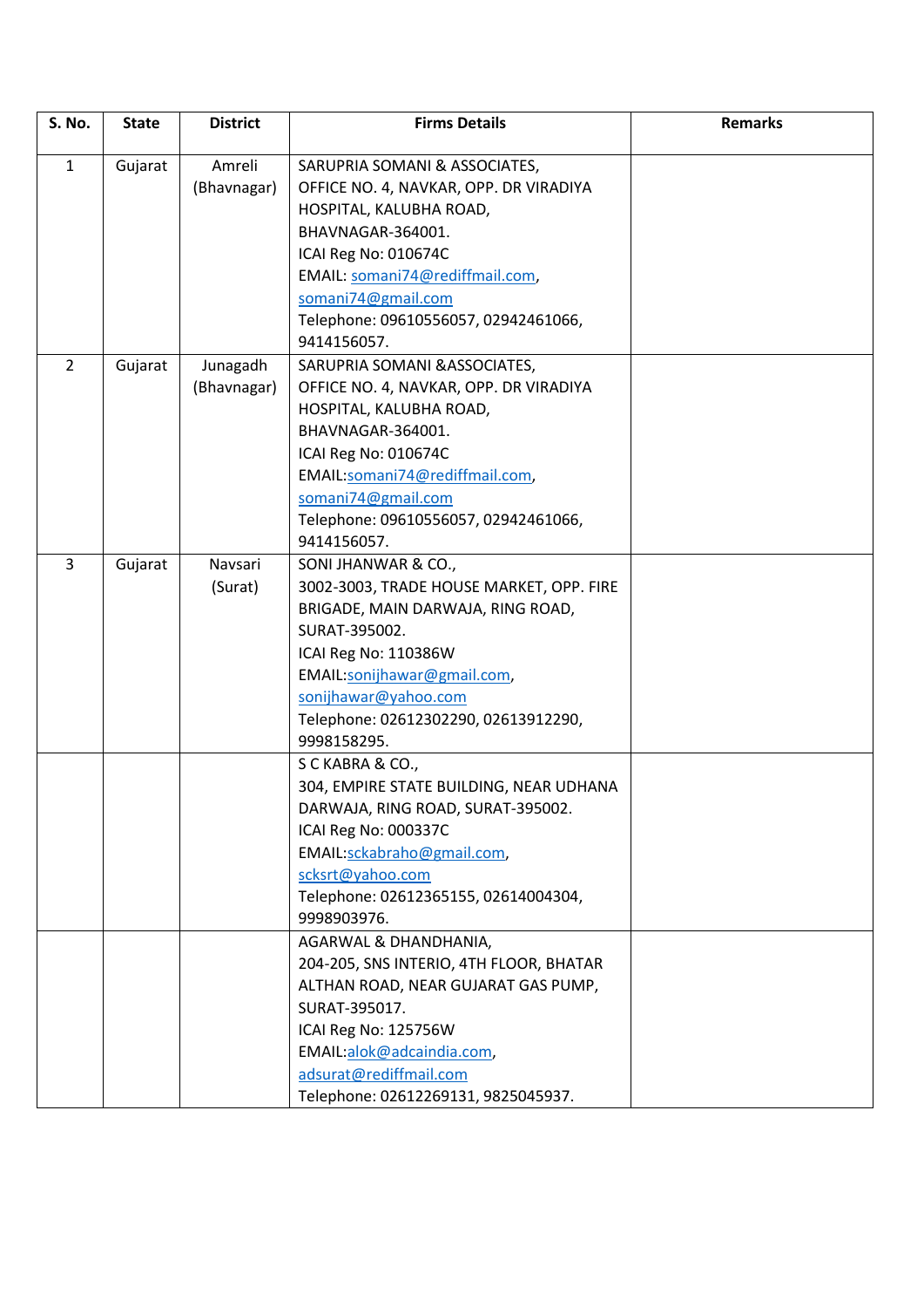| S. No. | State | District | Firms Details | Remarks |
|---|---|---|---|---|
| 1 | Gujarat | Amreli (Bhavnagar) | SARUPRIA SOMANI & ASSOCIATES,<br>OFFICE NO. 4, NAVKAR, OPP. DR VIRADIYA HOSPITAL, KALUBHA ROAD, BHAVNAGAR-364001.<br>ICAI Reg No: 010674C<br>EMAIL: somani74@rediffmail.com, somani74@gmail.com<br>Telephone: 09610556057, 02942461066, 9414156057. | |
| 2 | Gujarat | Junagadh (Bhavnagar) | SARUPRIA SOMANI &ASSOCIATES,<br>OFFICE NO. 4, NAVKAR, OPP. DR VIRADIYA HOSPITAL, KALUBHA ROAD, BHAVNAGAR-364001.<br>ICAI Reg No: 010674C<br>EMAIL:somani74@rediffmail.com, somani74@gmail.com<br>Telephone: 09610556057, 02942461066, 9414156057. | |
| 3 | Gujarat | Navsari (Surat) | SONI JHANWAR & CO.,<br>3002-3003, TRADE HOUSE MARKET, OPP. FIRE BRIGADE, MAIN DARWAJA, RING ROAD, SURAT-395002.<br>ICAI Reg No: 110386W<br>EMAIL:sonijhawar@gmail.com, sonijhawar@yahoo.com<br>Telephone: 02612302290, 02613912290, 9998158295. | |
| | | | S C KABRA & CO.,<br>304, EMPIRE STATE BUILDING, NEAR UDHANA DARWAJA, RING ROAD, SURAT-395002.<br>ICAI Reg No: 000337C<br>EMAIL:sckabraho@gmail.com, scksrt@yahoo.com<br>Telephone: 02612365155, 02614004304, 9998903976. | |
| | | | AGARWAL & DHANDHANIA,<br>204-205, SNS INTERIO, 4TH FLOOR, BHATAR ALTHAN ROAD, NEAR GUJARAT GAS PUMP, SURAT-395017.<br>ICAI Reg No: 125756W<br>EMAIL:alok@adcaindia.com, adsurat@rediffmail.com<br>Telephone: 02612269131, 9825045937. | |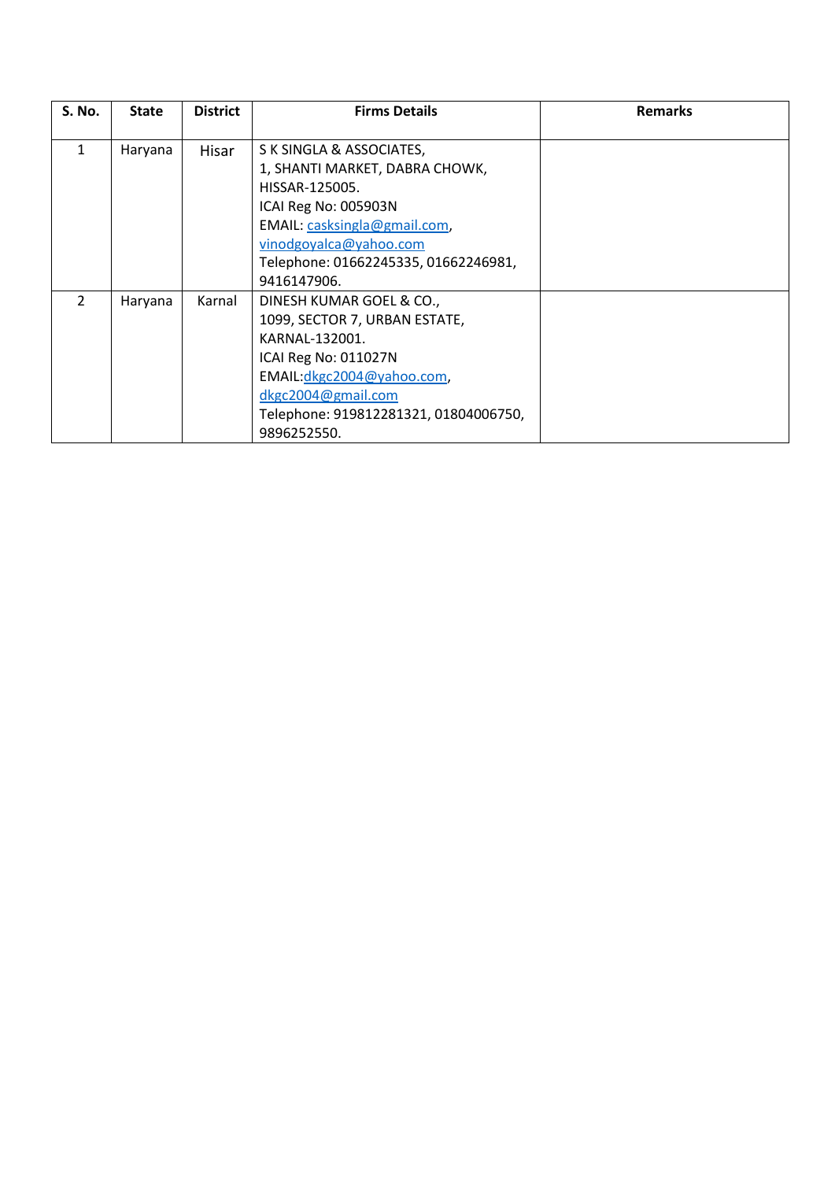| S. No. | State | District | Firms Details | Remarks |
|---|---|---|---|---|
| 1 | Haryana | Hisar | S K SINGLA & ASSOCIATES,<br>1, SHANTI MARKET, DABRA CHOWK,<br>HISSAR-125005.<br>ICAI Reg No: 005903N<br>EMAIL: casksingla@gmail.com,<br>vinodgoyalca@yahoo.com<br>Telephone: 01662245335, 01662246981,<br>9416147906. | |
| 2 | Haryana | Karnal | DINESH KUMAR GOEL & CO.,<br>1099, SECTOR 7, URBAN ESTATE,<br>KARNAL-132001.<br>ICAI Reg No: 011027N<br>EMAIL:dkgc2004@yahoo.com,<br>dkgc2004@gmail.com<br>Telephone: 919812281321, 01804006750,<br>9896252550. | |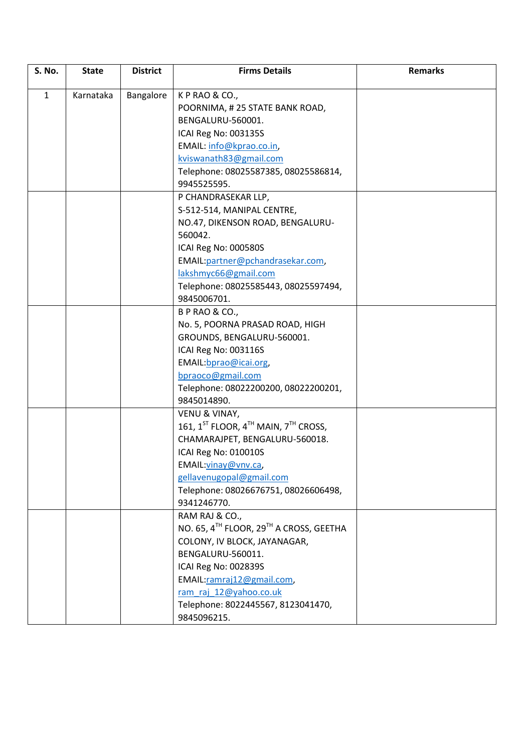| S. No. | State | District | Firms Details | Remarks |
|---|---|---|---|---|
| 1 | Karnataka | Bangalore | K P RAO & CO.,<br>POORNIMA, # 25 STATE BANK ROAD,<br>BENGALURU-560001.<br>ICAI Reg No: 003135S<br>EMAIL: info@kprao.co.in,<br>kviswanath83@gmail.com<br>Telephone: 08025587385, 08025586814,<br>9945525595. | |
| | | | P CHANDRASEKAR LLP,<br>S-512-514, MANIPAL CENTRE,<br>NO.47, DIKENSON ROAD, BENGALURU-560042.<br>ICAI Reg No: 000580S<br>EMAIL:partner@pchandrasekar.com,<br>lakshmyc66@gmail.com<br>Telephone: 08025585443, 08025597494,<br>9845006701. | |
| | | | B P RAO & CO.,<br>No. 5, POORNA PRASAD ROAD, HIGH GROUNDS, BENGALURU-560001.<br>ICAI Reg No: 003116S<br>EMAIL:bprao@icai.org,<br>bpraoco@gmail.com<br>Telephone: 08022200200, 08022200201,<br>9845014890. | |
| | | | VENU & VINAY,<br>161, 1ST FLOOR, 4TH MAIN, 7TH CROSS,<br>CHAMARAJPET, BENGALURU-560018.<br>ICAI Reg No: 010010S<br>EMAIL:vinay@vnv.ca,<br>gellavenugopal@gmail.com<br>Telephone: 08026676751, 08026606498,<br>9341246770. | |
| | | | RAM RAJ & CO.,<br>NO. 65, 4TH FLOOR, 29TH A CROSS, GEETHA COLONY, IV BLOCK, JAYANAGAR,<br>BENGALURU-560011.<br>ICAI Reg No: 002839S<br>EMAIL:ramraj12@gmail.com,<br>ram_raj_12@yahoo.co.uk<br>Telephone: 8022445567, 8123041470,<br>9845096215. | |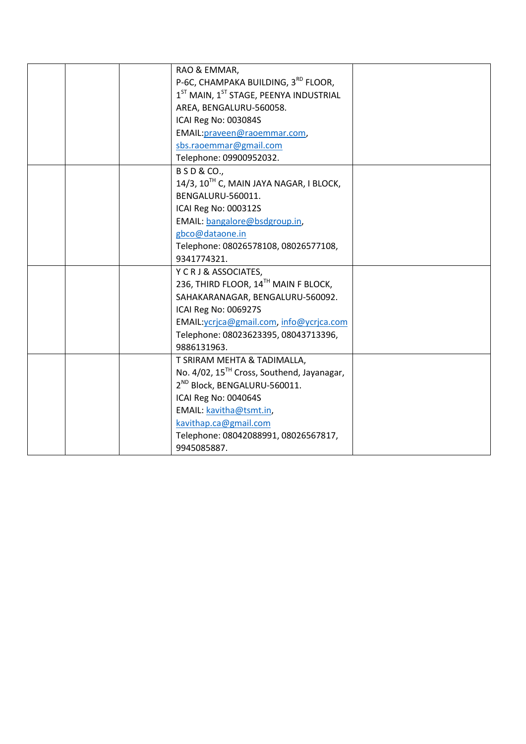| | | | | |
|---|---|---|---|---|
| | | | RAO & EMMAR,<br>P-6C, CHAMPAKA BUILDING, 3$^{RD}$ FLOOR, 1$^{ST}$ MAIN, 1$^{ST}$ STAGE, PEENYA INDUSTRIAL AREA, BENGALURU-560058.<br>ICAI Reg No: 003084S<br>EMAIL:praveen@raoemmar.com, sbs.raoemmar@gmail.com<br>Telephone: 09900952032. | |
| | | | B S D & CO.,<br>14/3, 10$^{TH}$ C, MAIN JAYA NAGAR, I BLOCK, BENGALURU-560011.<br>ICAI Reg No: 000312S<br>EMAIL: bangalore@bsdgroup.in, gbco@dataone.in<br>Telephone: 08026578108, 08026577108, 9341774321. | |
| | | | Y C R J & ASSOCIATES,<br>236, THIRD FLOOR, 14$^{TH}$ MAIN F BLOCK, SAHAKARANAGAR, BENGALURU-560092.<br>ICAI Reg No: 006927S<br>EMAIL:ycrjca@gmail.com, info@ycrjca.com<br>Telephone: 08023623395, 08043713396, 9886131963. | |
| | | | T SRIRAM MEHTA & TADIMALLA,<br>No. 4/02, 15$^{TH}$ Cross, Southend, Jayanagar, 2$^{ND}$ Block, BENGALURU-560011.<br>ICAI Reg No: 004064S<br>EMAIL: kavitha@tsmt.in, kavithap.ca@gmail.com<br>Telephone: 08042088991, 08026567817, 9945085887. | |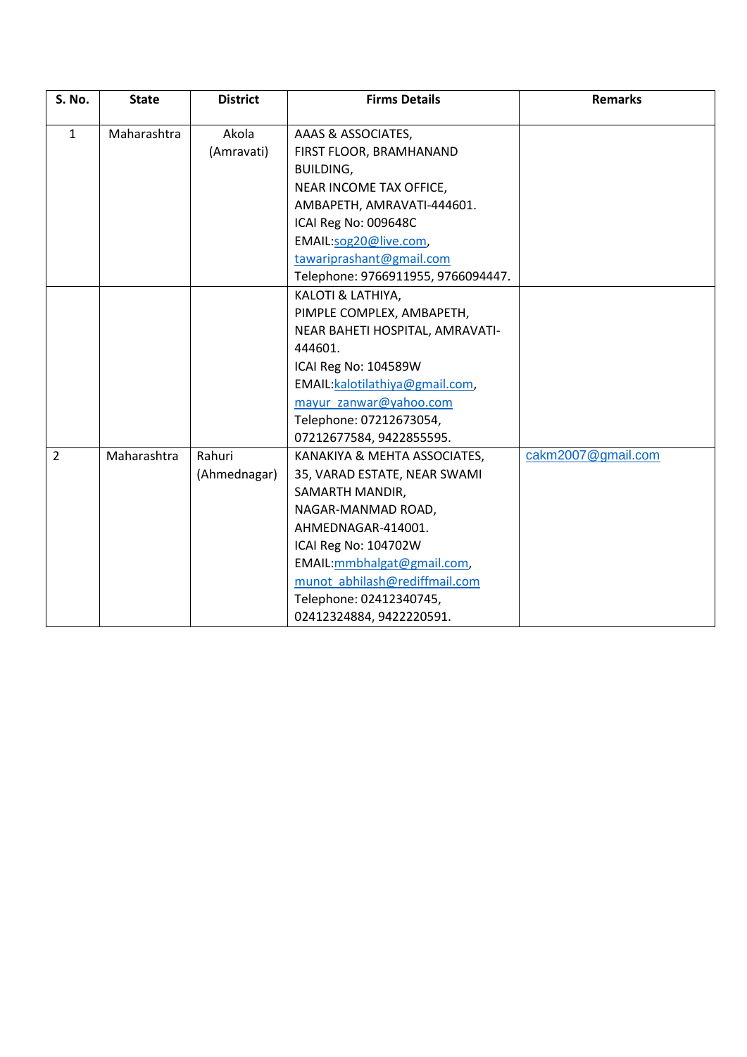| S. No. | State | District | Firms Details | Remarks |
|---|---|---|---|---|
| 1 | Maharashtra | Akola (Amravati) | AAAS & ASSOCIATES,<br>FIRST FLOOR, BRAMHANAND BUILDING,<br>NEAR INCOME TAX OFFICE,<br>AMBAPETH, AMRAVATI-444601.<br>ICAI Reg No: 009648C<br>EMAIL:sog20@live.com, tawariprashant@gmail.com<br>Telephone: 9766911955, 9766094447. | |
| | | | KALOTI & LATHIYA,<br>PIMPLE COMPLEX, AMBAPETH,<br>NEAR BAHETI HOSPITAL, AMRAVATI-444601.<br>ICAI Reg No: 104589W<br>EMAIL:kalotilathiya@gmail.com, mayur_zanwar@yahoo.com<br>Telephone: 07212673054, 07212677584, 9422855595. | |
| 2 | Maharashtra | Rahuri (Ahmednagar) | KANAKIYA & MEHTA ASSOCIATES,<br>35, VARAD ESTATE, NEAR SWAMI SAMARTH MANDIR,<br>NAGAR-MANMAD ROAD,<br>AHMEDNAGAR-414001.<br>ICAI Reg No: 104702W<br>EMAIL:mmbhalgat@gmail.com, munot_abhilash@rediffmail.com<br>Telephone: 02412340745, 02412324884, 9422220591. | cakm2007@gmail.com |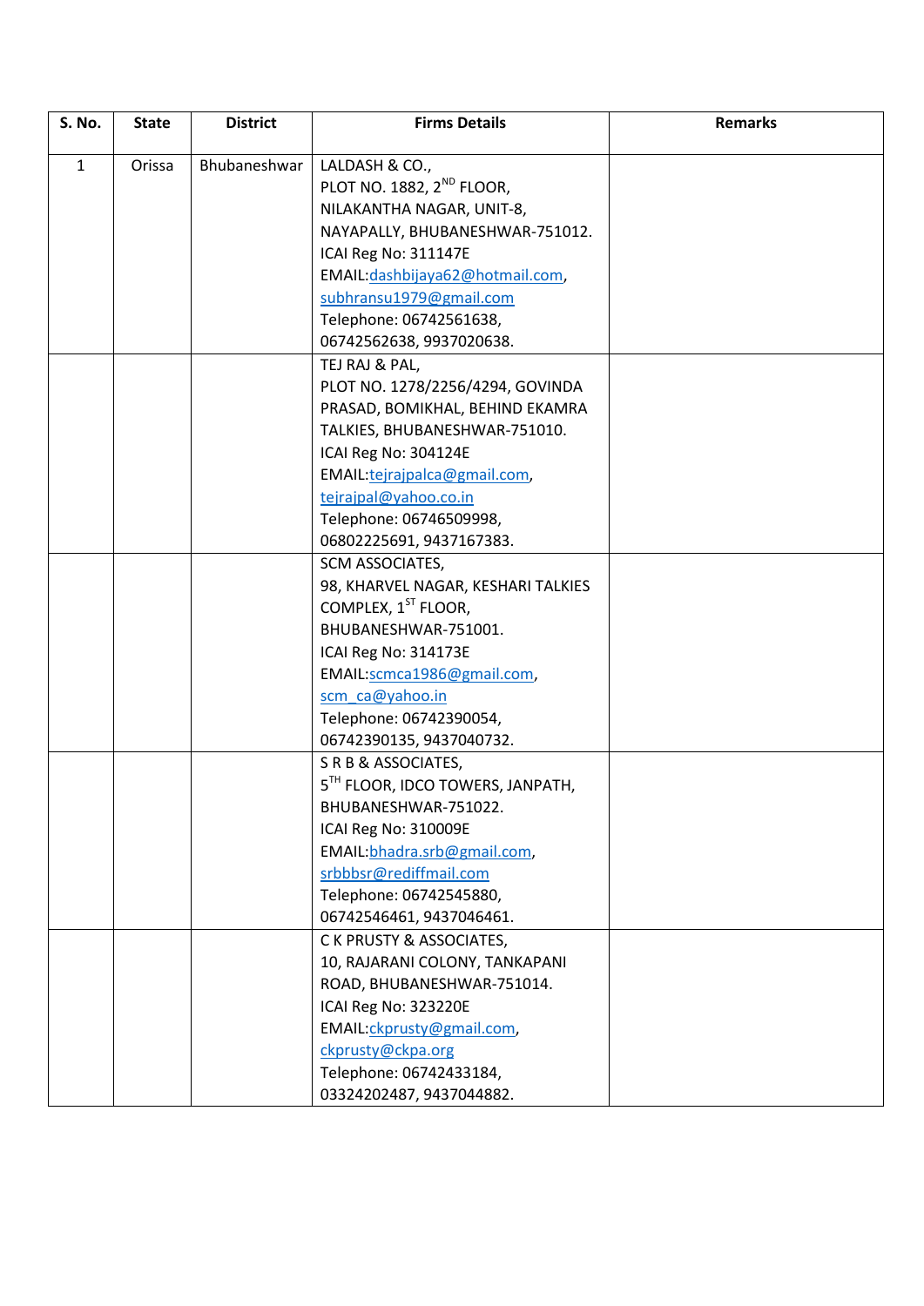| S. No. | State | District | Firms Details | Remarks |
|---|---|---|---|---|
| 1 | Orissa | Bhubaneshwar | LALDASH & CO.,<br>PLOT NO. 1882, 2$^{ND}$ FLOOR,<br>NILAKANTHA NAGAR, UNIT-8,<br>NAYAPALLY, BHUBANESHWAR-751012.<br>ICAI Reg No: 311147E<br>EMAIL:dashbijaya62@hotmail.com,<br>subhransu1979@gmail.com<br>Telephone: 06742561638,<br>06742562638, 9937020638. | |
| | | | TEJ RAJ & PAL,<br>PLOT NO. 1278/2256/4294, GOVINDA PRASAD, BOMIKHAL, BEHIND EKAMRA TALKIES, BHUBANESHWAR-751010.<br>ICAI Reg No: 304124E<br>EMAIL:tejrajpalca@gmail.com,<br>tejrajpal@yahoo.co.in<br>Telephone: 06746509998,<br>06802225691, 9437167383. | |
| | | | SCM ASSOCIATES,<br>98, KHARVEL NAGAR, KESHARI TALKIES COMPLEX, 1$^{ST}$ FLOOR,<br>BHUBANESHWAR-751001.<br>ICAI Reg No: 314173E<br>EMAIL:scmca1986@gmail.com,<br>scm_ca@yahoo.in<br>Telephone: 06742390054,<br>06742390135, 9437040732. | |
| | | | S R B & ASSOCIATES,<br>5$^{TH}$ FLOOR, IDCO TOWERS, JANPATH,<br>BHUBANESHWAR-751022.<br>ICAI Reg No: 310009E<br>EMAIL:bhadra.srb@gmail.com,<br>srbbbsr@rediffmail.com<br>Telephone: 06742545880,<br>06742546461, 9437046461. | |
| | | | C K PRUSTY & ASSOCIATES,<br>10, RAJARANI COLONY, TANKAPANI ROAD, BHUBANESHWAR-751014.<br>ICAI Reg No: 323220E<br>EMAIL:ckprusty@gmail.com,<br>ckprusty@ckpa.org<br>Telephone: 06742433184,<br>03324202487, 9437044882. | |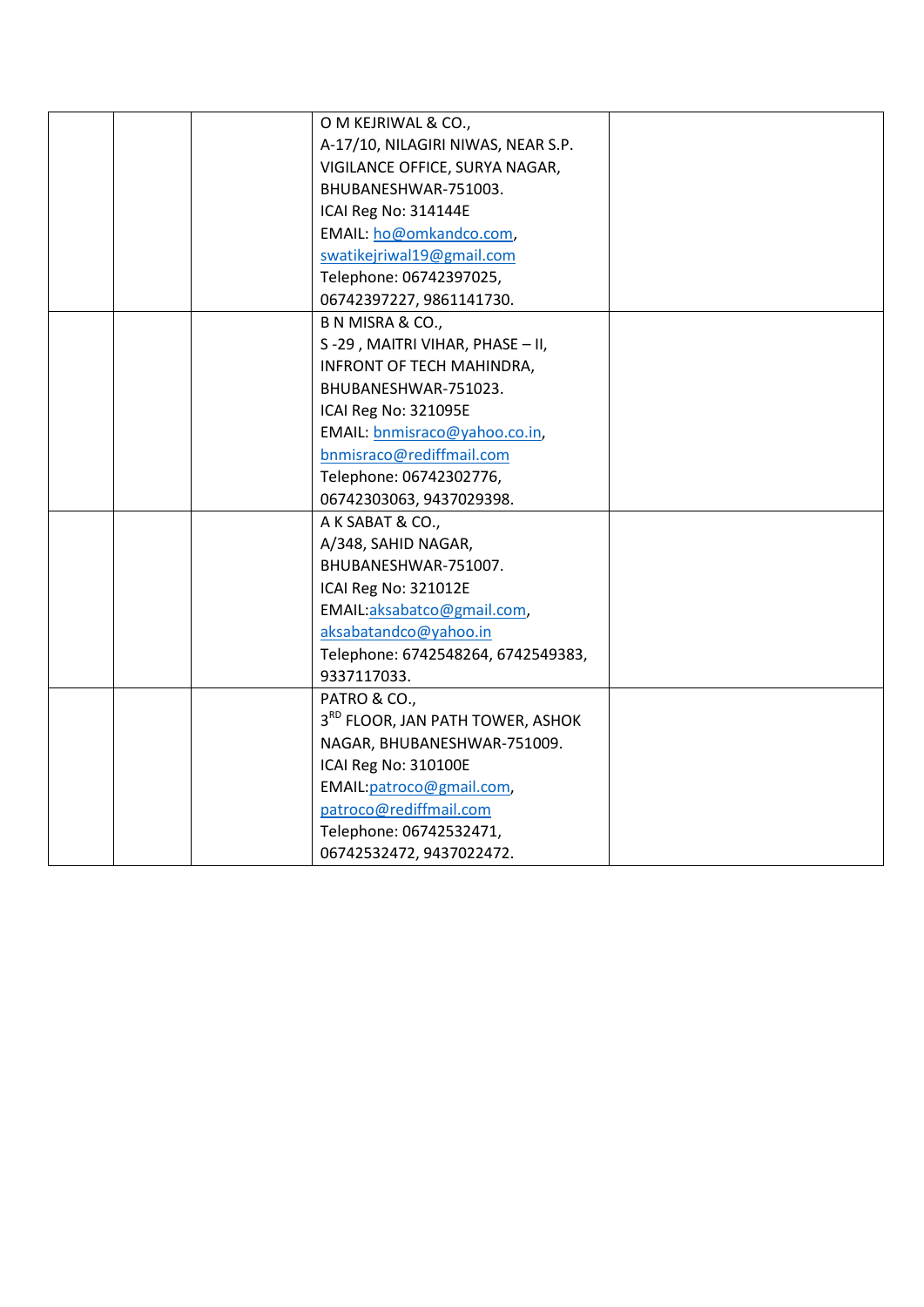|  |  |  |  |  |
|---|---|---|---|---|
|  |  |  | O M KEJRIWAL & CO., A-17/10, NILAGIRI NIWAS, NEAR S.P. VIGILANCE OFFICE, SURYA NAGAR, BHUBANESHWAR-751003. ICAI Reg No: 314144E EMAIL: ho@omkandco.com, swatikejriwal19@gmail.com Telephone: 06742397025, 06742397227, 9861141730. |  |
|  |  |  | B N MISRA & CO., S -29 , MAITRI VIHAR, PHASE – II, INFRONT OF TECH MAHINDRA, BHUBANESHWAR-751023. ICAI Reg No: 321095E EMAIL: bnmisraco@yahoo.co.in, bnmisraco@rediffmail.com Telephone: 06742302776, 06742303063, 9437029398. |  |
|  |  |  | A K SABAT & CO., A/348, SAHID NAGAR, BHUBANESHWAR-751007. ICAI Reg No: 321012E EMAIL:aksabatco@gmail.com, aksabatandco@yahoo.in Telephone: 6742548264, 6742549383, 9337117033. |  |
|  |  |  | PATRO & CO., 3RD FLOOR, JAN PATH TOWER, ASHOK NAGAR, BHUBANESHWAR-751009. ICAI Reg No: 310100E EMAIL:patroco@gmail.com, patroco@rediffmail.com Telephone: 06742532471, 06742532472, 9437022472. |  |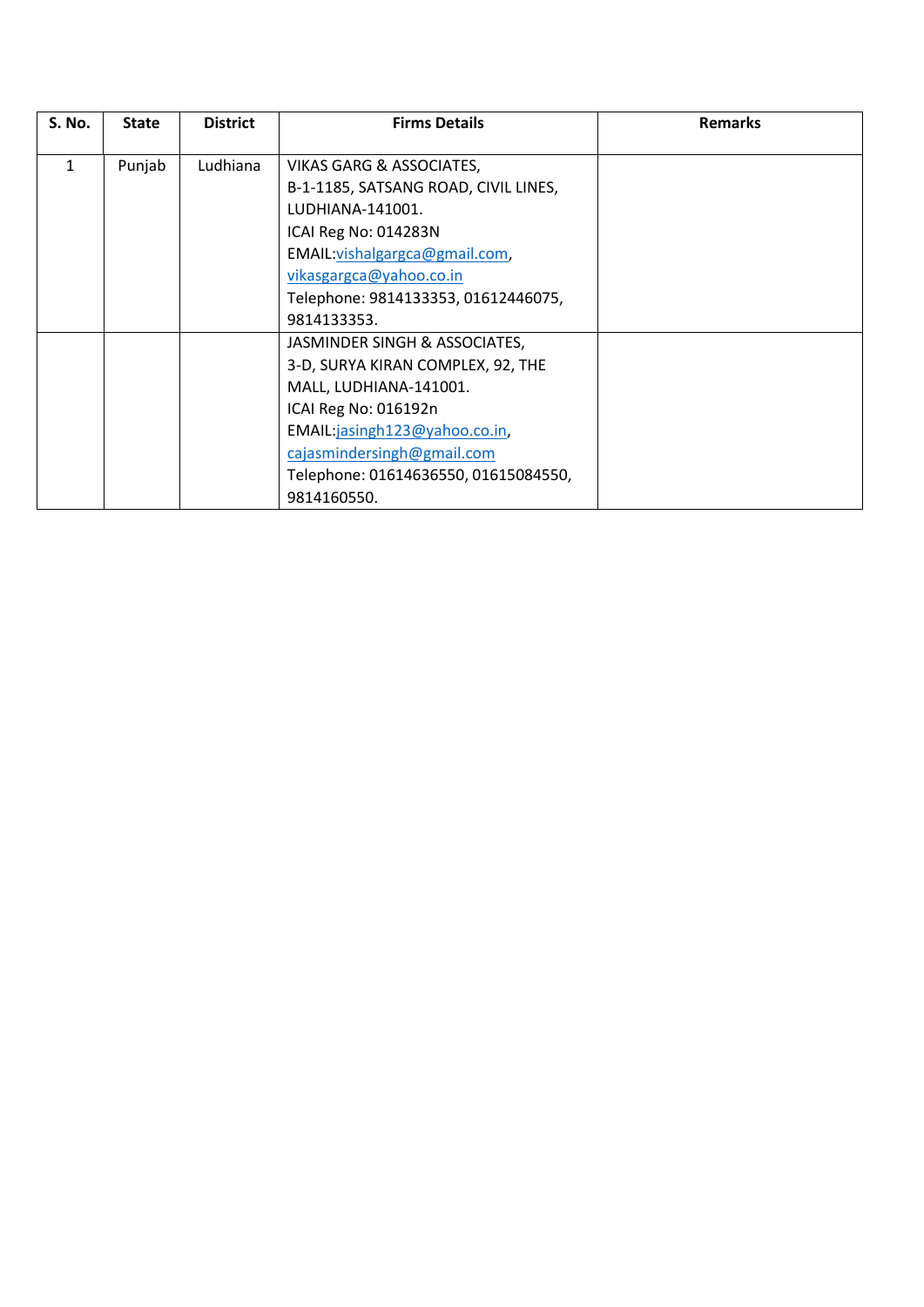| S. No. | State | District | Firms Details | Remarks |
|---|---|---|---|---|
| 1 | Punjab | Ludhiana | VIKAS GARG & ASSOCIATES,<br>B-1-1185, SATSANG ROAD, CIVIL LINES,<br>LUDHIANA-141001.<br>ICAI Reg No: 014283N<br>EMAIL:vishalgargca@gmail.com,<br>vikasgargca@yahoo.co.in<br>Telephone: 9814133353, 01612446075,<br>9814133353. | |
| | | | JASMINDER SINGH & ASSOCIATES,<br>3-D, SURYA KIRAN COMPLEX, 92, THE<br>MALL, LUDHIANA-141001.<br>ICAI Reg No: 016192n<br>EMAIL:jasingh123@yahoo.co.in,<br>cajasmindersingh@gmail.com<br>Telephone: 01614636550, 01615084550,<br>9814160550. | |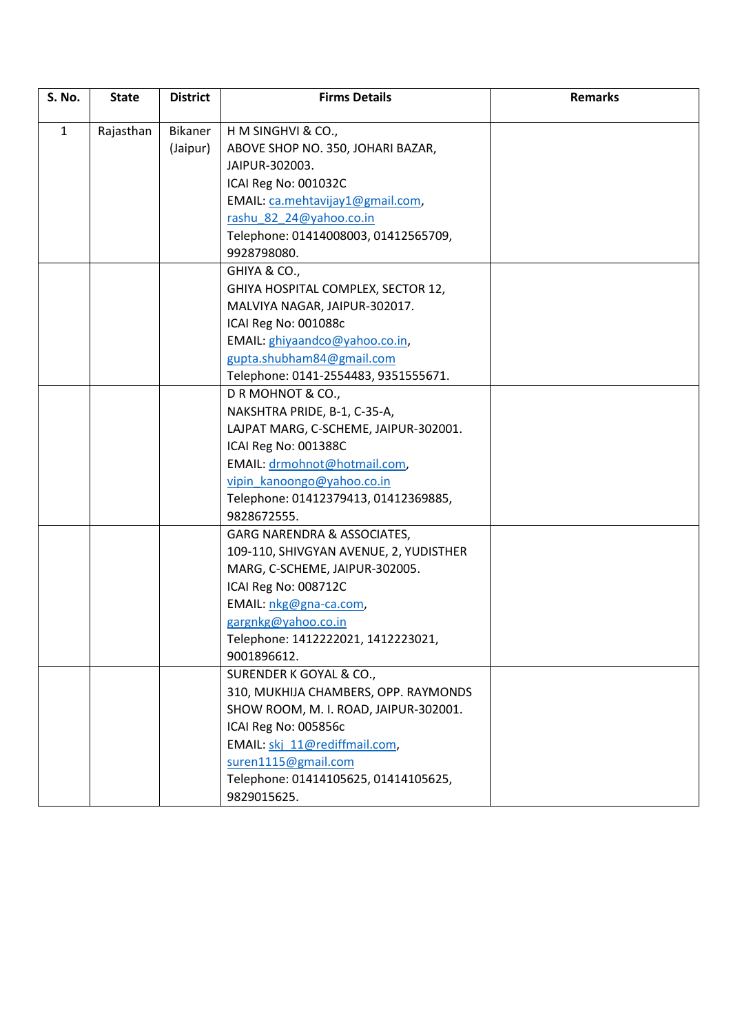| S. No. | State | District | Firms Details | Remarks |
|---|---|---|---|---|
| 1 | Rajasthan | Bikaner (Jaipur) | H M SINGHVI & CO., ABOVE SHOP NO. 350, JOHARI BAZAR, JAIPUR-302003. ICAI Reg No: 001032C EMAIL: ca.mehtavijay1@gmail.com, rashu_82_24@yahoo.co.in Telephone: 01414008003, 01412565709, 9928798080. | |
| | | | GHIYA & CO., GHIYA HOSPITAL COMPLEX, SECTOR 12, MALVIYA NAGAR, JAIPUR-302017. ICAI Reg No: 001088c EMAIL: ghiyaandco@yahoo.co.in, gupta.shubham84@gmail.com Telephone: 0141-2554483, 9351555671. | |
| | | | D R MOHNOT & CO., NAKSHTRA PRIDE, B-1, C-35-A, LAJPAT MARG, C-SCHEME, JAIPUR-302001. ICAI Reg No: 001388C EMAIL: drmohnot@hotmail.com, vipin_kanoongo@yahoo.co.in Telephone: 01412379413, 01412369885, 9828672555. | |
| | | | GARG NARENDRA & ASSOCIATES, 109-110, SHIVGYAN AVENUE, 2, YUDISTHER MARG, C-SCHEME, JAIPUR-302005. ICAI Reg No: 008712C EMAIL: nkg@gna-ca.com, gargnkg@yahoo.co.in Telephone: 1412222021, 1412223021, 9001896612. | |
| | | | SURENDER K GOYAL & CO., 310, MUKHIJA CHAMBERS, OPP. RAYMONDS SHOW ROOM, M. I. ROAD, JAIPUR-302001. ICAI Reg No: 005856c EMAIL: skj_11@rediffmail.com, suren1115@gmail.com Telephone: 01414105625, 01414105625, 9829015625. | |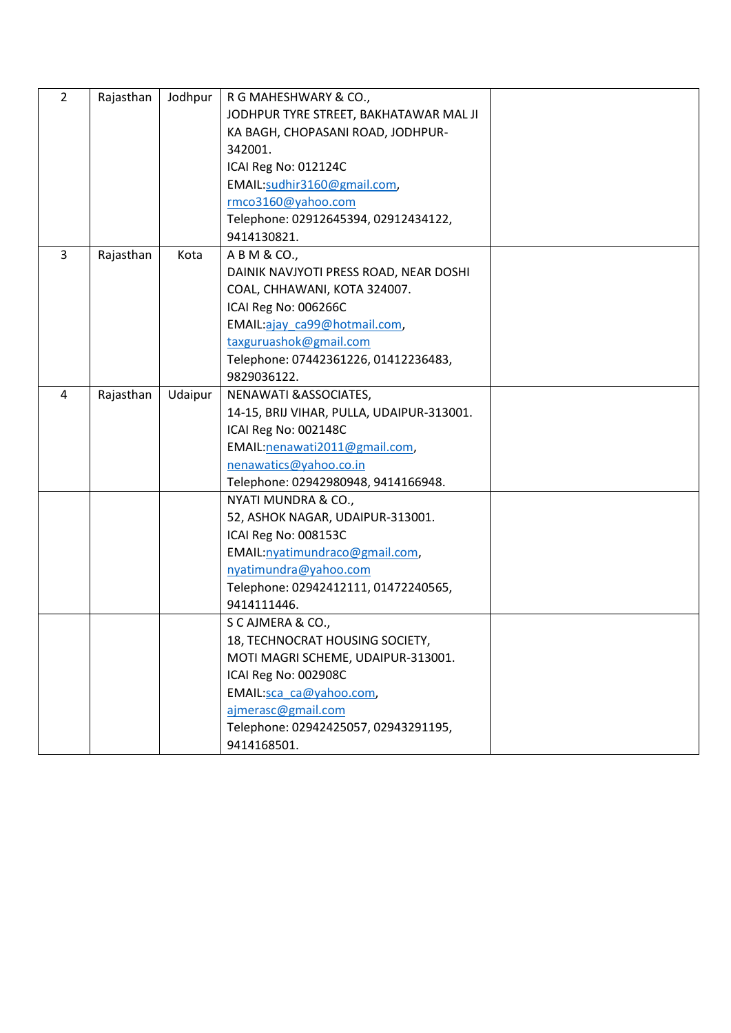| | | | | |
|---|---|---|---|---|
| 2 | Rajasthan | Jodhpur | R G MAHESHWARY & CO.,<br>JODHPUR TYRE STREET, BAKHATAWAR MAL JI KA BAGH, CHOPASANI ROAD, JODHPUR-342001.<br>ICAI Reg No: 012124C<br>EMAIL:sudhir3160@gmail.com, rmco3160@yahoo.com<br>Telephone: 02912645394, 02912434122, 9414130821. | |
| 3 | Rajasthan | Kota | A B M & CO.,<br>DAINIK NAVJYOTI PRESS ROAD, NEAR DOSHI COAL, CHHAWANI, KOTA 324007.<br>ICAI Reg No: 006266C<br>EMAIL:ajay_ca99@hotmail.com, taxguruashok@gmail.com<br>Telephone: 07442361226, 01412236483, 9829036122. | |
| 4 | Rajasthan | Udaipur | NENAWATI &ASSOCIATES,<br>14-15, BRIJ VIHAR, PULLA, UDAIPUR-313001.<br>ICAI Reg No: 002148C<br>EMAIL:nenawati2011@gmail.com, nenawatics@yahoo.co.in<br>Telephone: 02942980948, 9414166948. | |
| | | | NYATI MUNDRA & CO.,<br>52, ASHOK NAGAR, UDAIPUR-313001.<br>ICAI Reg No: 008153C<br>EMAIL:nyatimundraco@gmail.com, nyatimundra@yahoo.com<br>Telephone: 02942412111, 01472240565, 9414111446. | |
| | | | S C AJMERA & CO.,<br>18, TECHNOCRAT HOUSING SOCIETY, MOTI MAGRI SCHEME, UDAIPUR-313001.<br>ICAI Reg No: 002908C<br>EMAIL:sca_ca@yahoo.com, ajmerasc@gmail.com<br>Telephone: 02942425057, 02943291195, 9414168501. | |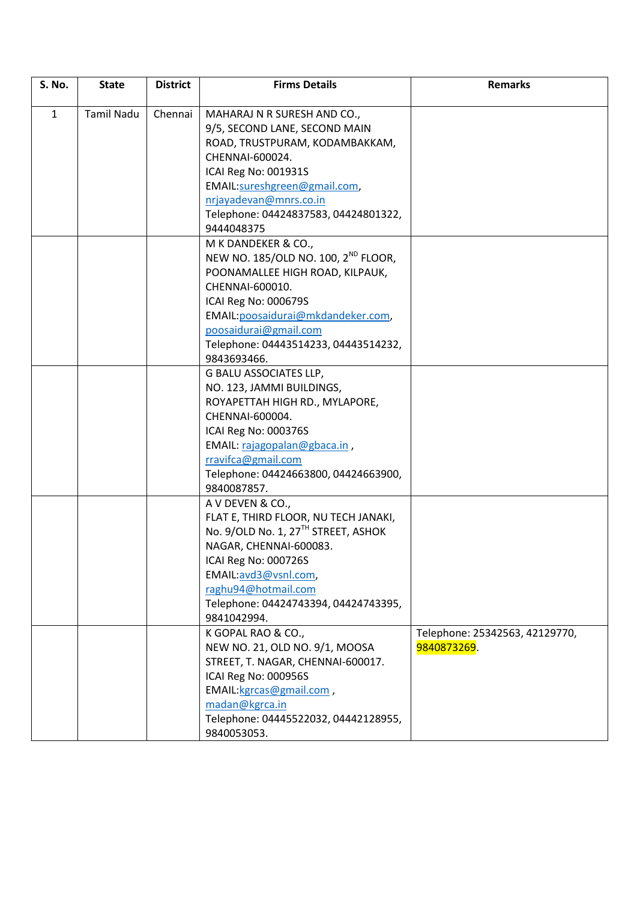| S. No. | State | District | Firms Details | Remarks |
|---|---|---|---|---|
| 1 | Tamil Nadu | Chennai | MAHARAJ N R SURESH AND CO., 9/5, SECOND LANE, SECOND MAIN ROAD, TRUSTPURAM, KODAMBAKKAM, CHENNAI-600024. ICAI Reg No: 001931S EMAIL:sureshgreen@gmail.com, nrjayadevan@mnrs.co.in Telephone: 04424837583, 04424801322, 9444048375 | |
| | | | M K DANDEKER & CO., NEW NO. 185/OLD NO. 100, 2ND FLOOR, POONAMALLEE HIGH ROAD, KILPAUK, CHENNAI-600010. ICAI Reg No: 000679S EMAIL:poosaidurai@mkdandeker.com, poosaidurai@gmail.com Telephone: 04443514233, 04443514232, 9843693466. | |
| | | | G BALU ASSOCIATES LLP, NO. 123, JAMMI BUILDINGS, ROYAPETTAH HIGH RD., MYLAPORE, CHENNAI-600004. ICAI Reg No: 000376S EMAIL: rajagopalan@gbaca.in , rravifca@gmail.com Telephone: 04424663800, 04424663900, 9840087857. | |
| | | | A V DEVEN & CO., FLAT E, THIRD FLOOR, NU TECH JANAKI, No. 9/OLD No. 1, 27TH STREET, ASHOK NAGAR, CHENNAI-600083. ICAI Reg No: 000726S EMAIL:avd3@vsnl.com, raghu94@hotmail.com Telephone: 04424743394, 04424743395, 9841042994. | |
| | | | K GOPAL RAO & CO., NEW NO. 21, OLD NO. 9/1, MOOSA STREET, T. NAGAR, CHENNAI-600017. ICAI Reg No: 000956S EMAIL:kgrcas@gmail.com , madan@kgrca.in Telephone: 04445522032, 04442128955, 9840053053. | Telephone: 25342563, 42129770, 9840873269. |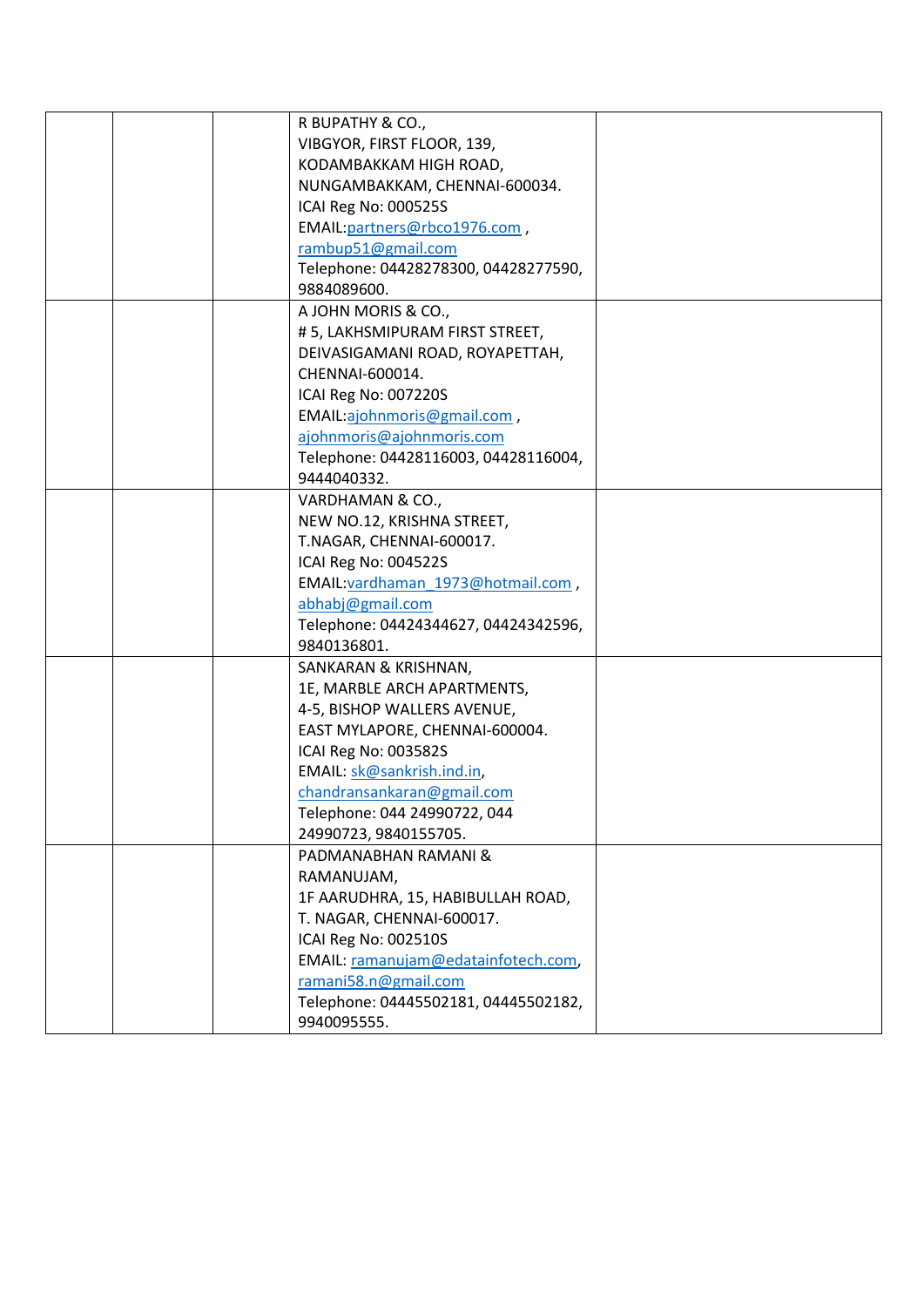|  |  |  |  |  |
|---|---|---|---|---|
|  |  |  | R BUPATHY & CO.,<br>VIBGYOR, FIRST FLOOR, 139,<br>KODAMBAKKAM HIGH ROAD,<br>NUNGAMBAKKAM, CHENNAI-600034.<br>ICAI Reg No: 000525S<br>EMAIL:partners@rbco1976.com ,<br>rambup51@gmail.com<br>Telephone: 04428278300, 04428277590,<br>9884089600. |  |
|  |  |  | A JOHN MORIS & CO.,<br># 5, LAKHSMIPURAM FIRST STREET,<br>DEIVASIGAMANI ROAD, ROYAPETTAH,<br>CHENNAI-600014.<br>ICAI Reg No: 007220S<br>EMAIL:ajohnmoris@gmail.com ,<br>ajohnmoris@ajohnmoris.com<br>Telephone: 04428116003, 04428116004,<br>9444040332. |  |
|  |  |  | VARDHAMAN & CO.,<br>NEW NO.12, KRISHNA STREET,<br>T.NAGAR, CHENNAI-600017.<br>ICAI Reg No: 004522S<br>EMAIL:vardhaman_1973@hotmail.com ,<br>abhabj@gmail.com<br>Telephone: 04424344627, 04424342596,<br>9840136801. |  |
|  |  |  | SANKARAN & KRISHNAN,<br>1E, MARBLE ARCH APARTMENTS,<br>4-5, BISHOP WALLERS AVENUE,<br>EAST MYLAPORE, CHENNAI-600004.<br>ICAI Reg No: 003582S<br>EMAIL: sk@sankrish.ind.in,<br>chandransankaran@gmail.com<br>Telephone: 044 24990722, 044<br>24990723, 9840155705. |  |
|  |  |  | PADMANABHAN RAMANI &<br>RAMANUJAM,<br>1F AARUDHRA, 15, HABIBULLAH ROAD,<br>T. NAGAR, CHENNAI-600017.<br>ICAI Reg No: 002510S<br>EMAIL: ramanujam@edatainfotech.com,<br>ramani58.n@gmail.com<br>Telephone: 04445502181, 04445502182,<br>9940095555. |  |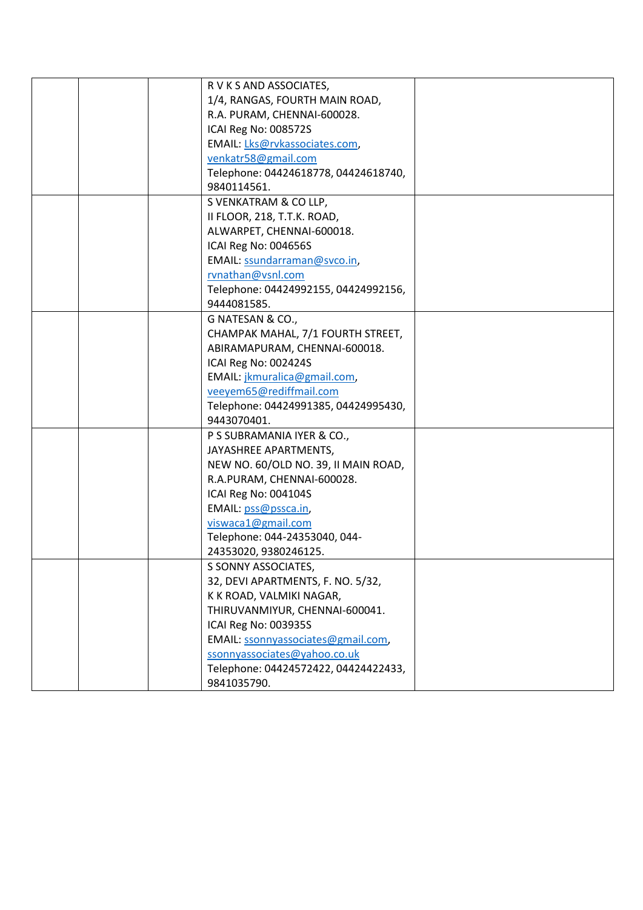|  |  |  |  |  |
|---|---|---|---|---|
|  |  |  | R V K S AND ASSOCIATES,<br>1/4, RANGAS, FOURTH MAIN ROAD,<br>R.A. PURAM, CHENNAI-600028.<br>ICAI Reg No: 008572S<br>EMAIL: Lks@rvkassociates.com,<br>venkatr58@gmail.com<br>Telephone: 04424618778, 04424618740,<br>9840114561. |  |
|  |  |  | S VENKATRAM & CO LLP,<br>II FLOOR, 218, T.T.K. ROAD,<br>ALWARPET, CHENNAI-600018.<br>ICAI Reg No: 004656S<br>EMAIL: ssundarraman@svco.in,<br>rvnathan@vsnl.com<br>Telephone: 04424992155, 04424992156,<br>9444081585. |  |
|  |  |  | G NATESAN & CO.,<br>CHAMPAK MAHAL, 7/1 FOURTH STREET,<br>ABIRAMAPURAM, CHENNAI-600018.<br>ICAI Reg No: 002424S<br>EMAIL: jkmuralica@gmail.com,<br>veeyem65@rediffmail.com<br>Telephone: 04424991385, 04424995430,<br>9443070401. |  |
|  |  |  | P S SUBRAMANIA IYER & CO.,<br>JAYASHREE APARTMENTS,<br>NEW NO. 60/OLD NO. 39, II MAIN ROAD,<br>R.A.PURAM, CHENNAI-600028.<br>ICAI Reg No: 004104S<br>EMAIL: pss@pssca.in,<br>viswaca1@gmail.com<br>Telephone: 044-24353040, 044-24353020, 9380246125. |  |
|  |  |  | S SONNY ASSOCIATES,<br>32, DEVI APARTMENTS, F. NO. 5/32,<br>K K ROAD, VALMIKI NAGAR,<br>THIRUVANMIYUR, CHENNAI-600041.<br>ICAI Reg No: 003935S<br>EMAIL: ssonnyassociates@gmail.com,<br>ssonnyassociates@yahoo.co.uk<br>Telephone: 04424572422, 04424422433,<br>9841035790. |  |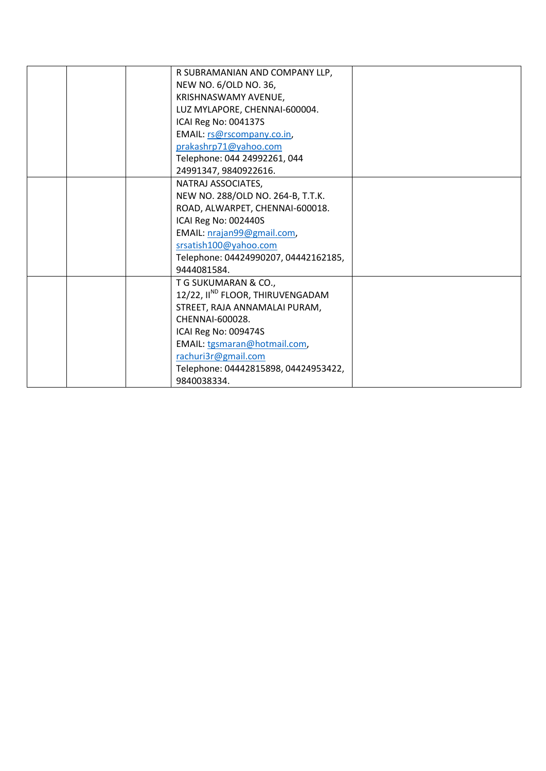| | | | | |
|---|---|---|---|---|
| | | | R SUBRAMANIAN AND COMPANY LLP,<br>NEW NO. 6/OLD NO. 36,<br>KRISHNASWAMY AVENUE,<br>LUZ MYLAPORE, CHENNAI-600004.<br>ICAI Reg No: 004137S<br>EMAIL: rs@rscompany.co.in,<br>prakashrp71@yahoo.com<br>Telephone: 044 24992261, 044<br>24991347, 9840922616. | |
| | | | NATRAJ ASSOCIATES,<br>NEW NO. 288/OLD NO. 264-B, T.T.K.<br>ROAD, ALWARPET, CHENNAI-600018.<br>ICAI Reg No: 002440S<br>EMAIL: nrajan99@gmail.com,<br>srsatish100@yahoo.com<br>Telephone: 04424990207, 04442162185,<br>9444081584. | |
| | | | T G SUKUMARAN & CO.,<br>12/22, II[ND] FLOOR, THIRUVENGADAM<br>STREET, RAJA ANNAMALAI PURAM,<br>CHENNAI-600028.<br>ICAI Reg No: 009474S<br>EMAIL: tgsmaran@hotmail.com,<br>rachuri3r@gmail.com<br>Telephone: 04442815898, 04424953422,<br>9840038334. | |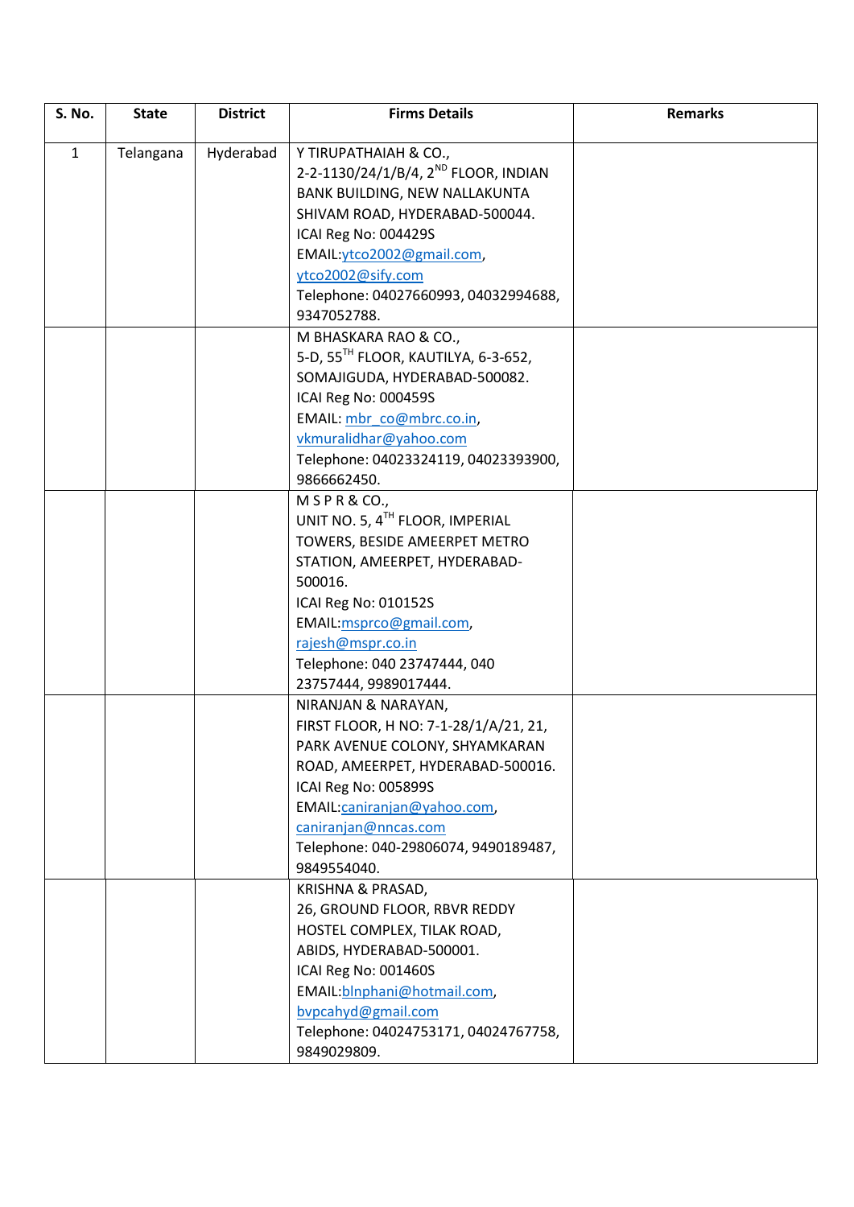| S. No. | State | District | Firms Details | Remarks |
|---|---|---|---|---|
| 1 | Telangana | Hyderabad | Y TIRUPATHAIAH & CO.,<br>2-2-1130/24/1/B/4, 2ND FLOOR, INDIAN BANK BUILDING, NEW NALLAKUNTA SHIVAM ROAD, HYDERABAD-500044.<br>ICAI Reg No: 004429S<br>EMAIL:ytco2002@gmail.com, ytco2002@sify.com<br>Telephone: 04027660993, 04032994688, 9347052788. | |
| | | | M BHASKARA RAO & CO.,<br>5-D, 55TH FLOOR, KAUTILYA, 6-3-652, SOMAJIGUDA, HYDERABAD-500082.<br>ICAI Reg No: 000459S<br>EMAIL: mbr_co@mbrc.co.in, vkmuralidhar@yahoo.com<br>Telephone: 04023324119, 04023393900, 9866662450. | |
| | | | M S P R & CO.,<br>UNIT NO. 5, 4TH FLOOR, IMPERIAL TOWERS, BESIDE AMEERPET METRO STATION, AMEERPET, HYDERABAD-500016.<br>ICAI Reg No: 010152S<br>EMAIL:msprco@gmail.com, rajesh@mspr.co.in<br>Telephone: 040 23747444, 040 23757444, 9989017444. | |
| | | | NIRANJAN & NARAYAN,<br>FIRST FLOOR, H NO: 7-1-28/1/A/21, 21, PARK AVENUE COLONY, SHYAMKARAN ROAD, AMEERPET, HYDERABAD-500016.<br>ICAI Reg No: 005899S<br>EMAIL:caniranjan@yahoo.com, caniranjan@nncas.com<br>Telephone: 040-29806074, 9490189487, 9849554040. | |
| | | | KRISHNA & PRASAD,<br>26, GROUND FLOOR, RBVR REDDY HOSTEL COMPLEX, TILAK ROAD, ABIDS, HYDERABAD-500001.<br>ICAI Reg No: 001460S<br>EMAIL:blnphani@hotmail.com, bvpcahyd@gmail.com<br>Telephone: 04024753171, 04024767758, 9849029809. | |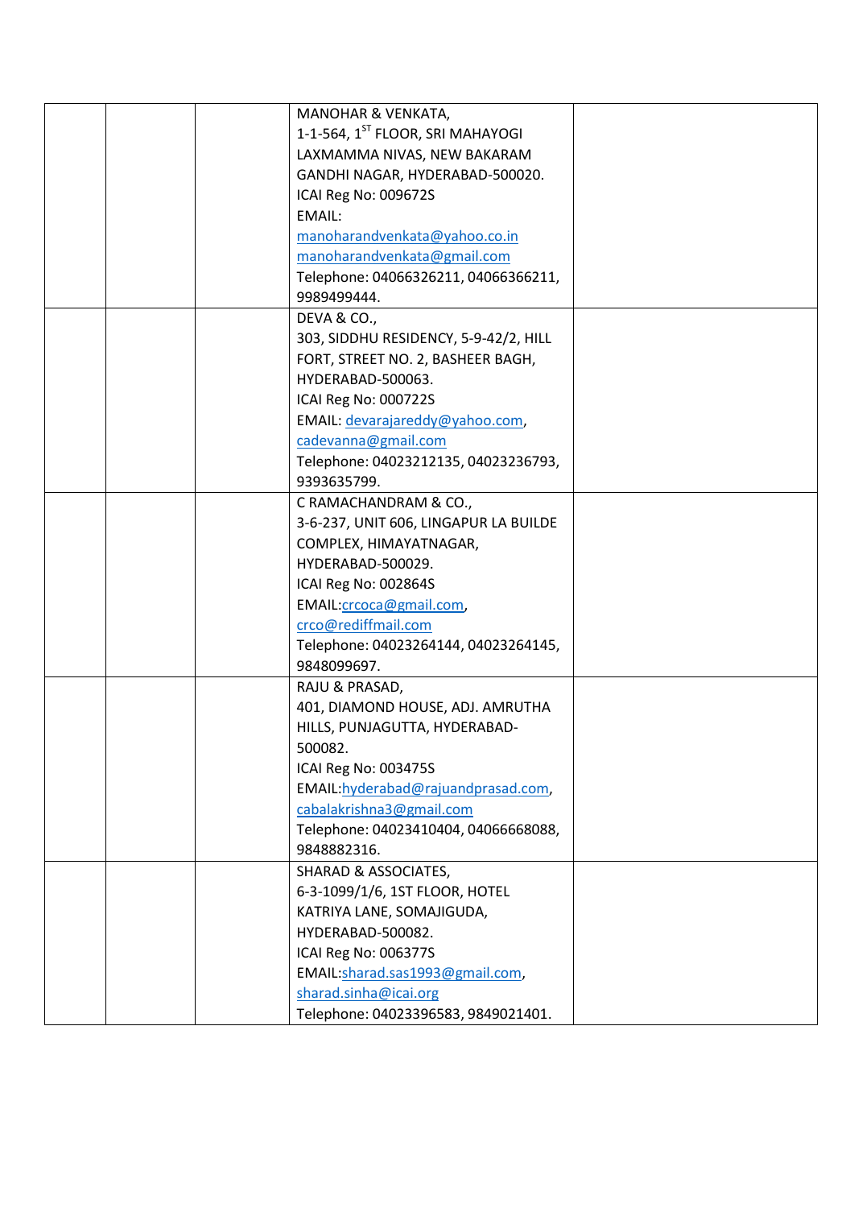|  |  |  |  |  |
|---|---|---|---|---|
|  |  |  | MANOHAR & VENKATA, 1-1-564, 1ST FLOOR, SRI MAHAYOGI LAXMAMMA NIVAS, NEW BAKARAM GANDHI NAGAR, HYDERABAD-500020. ICAI Reg No: 009672S EMAIL: manoharandvenkata@yahoo.co.in manoharandvenkata@gmail.com Telephone: 04066326211, 04066366211, 9989499444. |  |
|  |  |  | DEVA & CO., 303, SIDDHU RESIDENCY, 5-9-42/2, HILL FORT, STREET NO. 2, BASHEER BAGH, HYDERABAD-500063. ICAI Reg No: 000722S EMAIL: devarajareddy@yahoo.com, cadevanna@gmail.com Telephone: 04023212135, 04023236793, 9393635799. |  |
|  |  |  | C RAMACHANDRAM & CO., 3-6-237, UNIT 606, LINGAPUR LA BUILDE COMPLEX, HIMAYATNAGAR, HYDERABAD-500029. ICAI Reg No: 002864S EMAIL:crcoca@gmail.com, crco@rediffmail.com Telephone: 04023264144, 04023264145, 9848099697. |  |
|  |  |  | RAJU & PRASAD, 401, DIAMOND HOUSE, ADJ. AMRUTHA HILLS, PUNJAGUTTA, HYDERABAD-500082. ICAI Reg No: 003475S EMAIL:hyderabad@rajuandprasad.com, cabalakrishna3@gmail.com Telephone: 04023410404, 04066668088, 9848882316. |  |
|  |  |  | SHARAD & ASSOCIATES, 6-3-1099/1/6, 1ST FLOOR, HOTEL KATRIYA LANE, SOMAJIGUDA, HYDERABAD-500082. ICAI Reg No: 006377S EMAIL:sharad.sas1993@gmail.com, sharad.sinha@icai.org Telephone: 04023396583, 9849021401. |  |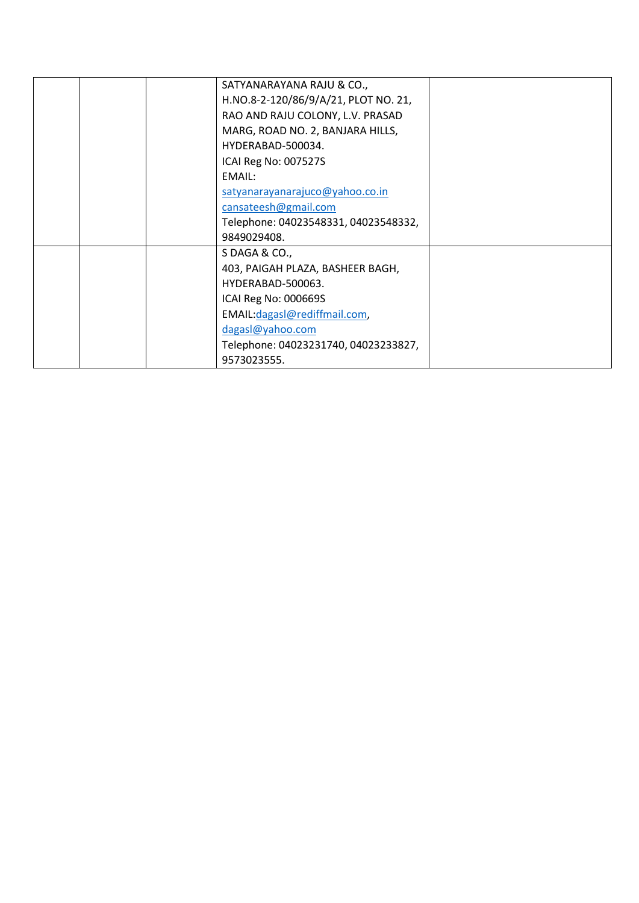| | | | | |
|---|---|---|---|---|
| | | | SATYANARAYANA RAJU & CO., H.NO.8-2-120/86/9/A/21, PLOT NO. 21, RAO AND RAJU COLONY, L.V. PRASAD MARG, ROAD NO. 2, BANJARA HILLS, HYDERABAD-500034. ICAI Reg No: 007527S EMAIL: satyanarayanarajuco@yahoo.co.in cansateesh@gmail.com Telephone: 04023548331, 04023548332, 9849029408. | |
| | | | S DAGA & CO., 403, PAIGAH PLAZA, BASHEER BAGH, HYDERABAD-500063. ICAI Reg No: 000669S EMAIL:dagasl@rediffmail.com, dagasl@yahoo.com Telephone: 04023231740, 04023233827, 9573023555. | |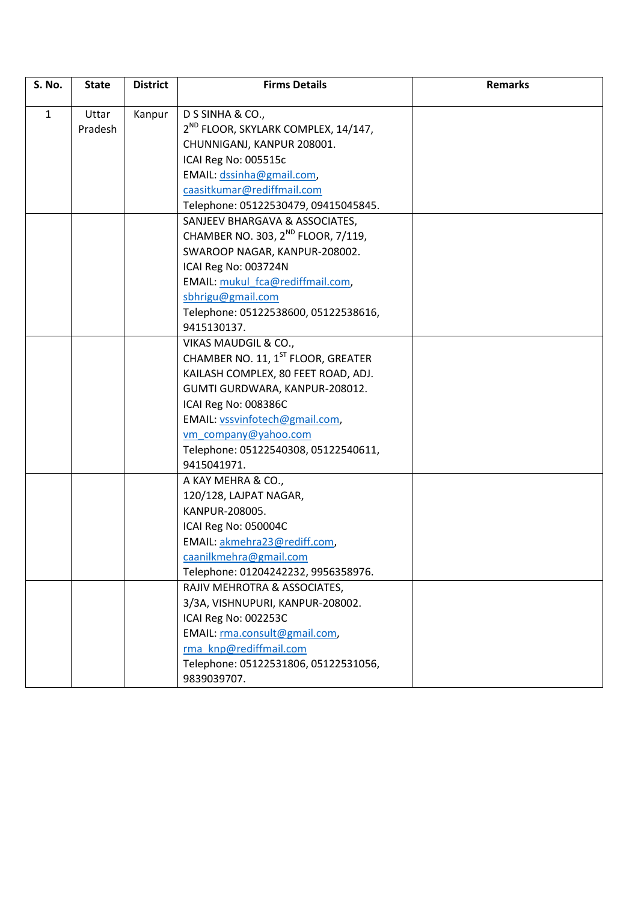| S. No. | State | District | Firms Details | Remarks |
|---|---|---|---|---|
| 1 | Uttar Pradesh | Kanpur | D S SINHA & CO.,<br>2ND FLOOR, SKYLARK COMPLEX, 14/147, CHUNNIGANJ, KANPUR 208001.<br>ICAI Reg No: 005515c<br>EMAIL: dssinha@gmail.com, caasitkumar@rediffmail.com<br>Telephone: 05122530479, 09415045845. | |
| | | | SANJEEV BHARGAVA & ASSOCIATES,<br>CHAMBER NO. 303, 2ND FLOOR, 7/119, SWAROOP NAGAR, KANPUR-208002.<br>ICAI Reg No: 003724N<br>EMAIL: mukul_fca@rediffmail.com, sbhrigu@gmail.com<br>Telephone: 05122538600, 05122538616, 9415130137. | |
| | | | VIKAS MAUDGIL & CO.,<br>CHAMBER NO. 11, 1ST FLOOR, GREATER KAILASH COMPLEX, 80 FEET ROAD, ADJ. GUMTI GURDWARA, KANPUR-208012.<br>ICAI Reg No: 008386C<br>EMAIL: vssvinfotech@gmail.com, vm_company@yahoo.com<br>Telephone: 05122540308, 05122540611, 9415041971. | |
| | | | A KAY MEHRA & CO.,<br>120/128, LAJPAT NAGAR, KANPUR-208005.<br>ICAI Reg No: 050004C<br>EMAIL: akmehra23@rediff.com, caanilkmehra@gmail.com<br>Telephone: 01204242232, 9956358976. | |
| | | | RAJIV MEHROTRA & ASSOCIATES,<br>3/3A, VISHNUPURI, KANPUR-208002.<br>ICAI Reg No: 002253C<br>EMAIL: rma.consult@gmail.com, rma_knp@rediffmail.com<br>Telephone: 05122531806, 05122531056, 9839039707. | |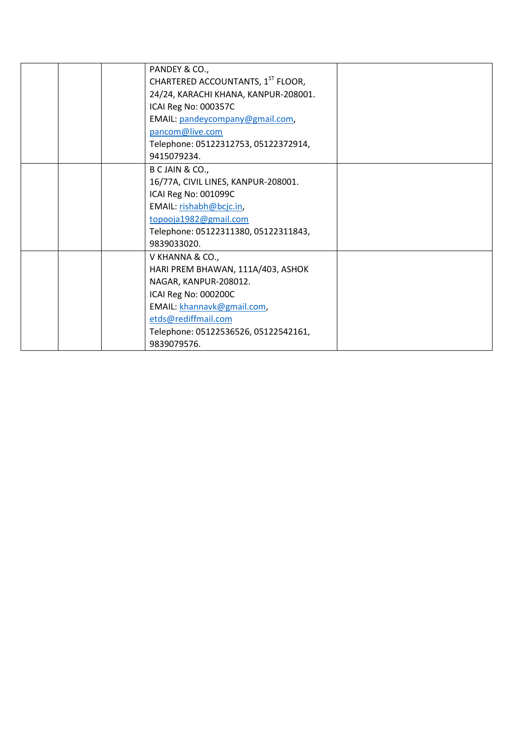|  |  |  |  |  |
|---|---|---|---|---|
|  |  |  | PANDEY & CO.,<br>CHARTERED ACCOUNTANTS, 1ST FLOOR, 24/24, KARACHI KHANA, KANPUR-208001.<br>ICAI Reg No: 000357C<br>EMAIL: pandeycompany@gmail.com, pancom@live.com<br>Telephone: 05122312753, 05122372914, 9415079234. |  |
|  |  |  | B C JAIN & CO.,<br>16/77A, CIVIL LINES, KANPUR-208001.<br>ICAI Reg No: 001099C<br>EMAIL: rishabh@bcjc.in, topooja1982@gmail.com<br>Telephone: 05122311380, 05122311843, 9839033020. |  |
|  |  |  | V KHANNA & CO.,<br>HARI PREM BHAWAN, 111A/403, ASHOK NAGAR, KANPUR-208012.<br>ICAI Reg No: 000200C<br>EMAIL: khannavk@gmail.com, etds@rediffmail.com<br>Telephone: 05122536526, 05122542161, 9839079576. |  |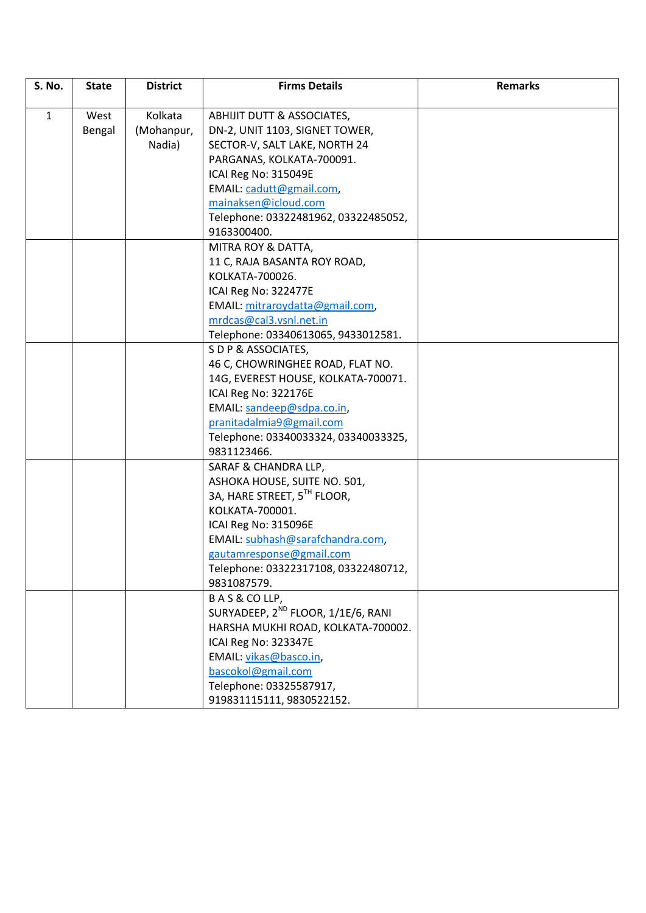| S. No. | State | District | Firms Details | Remarks |
|---|---|---|---|---|
| 1 | West Bengal | Kolkata (Mohanpur, Nadia) | ABHIJIT DUTT & ASSOCIATES, DN-2, UNIT 1103, SIGNET TOWER, SECTOR-V, SALT LAKE, NORTH 24 PARGANAS, KOLKATA-700091. ICAI Reg No: 315049E EMAIL: cadutt@gmail.com, mainaksen@icloud.com Telephone: 03322481962, 03322485052, 9163300400. | |
| | | | MITRA ROY & DATTA, 11 C, RAJA BASANTA ROY ROAD, KOLKATA-700026. ICAI Reg No: 322477E EMAIL: mitraroydatta@gmail.com, mrdcas@cal3.vsnl.net.in Telephone: 03340613065, 9433012581. | |
| | | | S D P & ASSOCIATES, 46 C, CHOWRINGHEE ROAD, FLAT NO. 14G, EVEREST HOUSE, KOLKATA-700071. ICAI Reg No: 322176E EMAIL: sandeep@sdpa.co.in, pranitadalmia9@gmail.com Telephone: 03340033324, 03340033325, 9831123466. | |
| | | | SARAF & CHANDRA LLP, ASHOKA HOUSE, SUITE NO. 501, 3A, HARE STREET, 5TH FLOOR, KOLKATA-700001. ICAI Reg No: 315096E EMAIL: subhash@sarafchandra.com, gautamresponse@gmail.com Telephone: 03322317108, 03322480712, 9831087579. | |
| | | | B A S & CO LLP, SURYADEEP, 2ND FLOOR, 1/1E/6, RANI HARSHA MUKHI ROAD, KOLKATA-700002. ICAI Reg No: 323347E EMAIL: vikas@basco.in, bascokol@gmail.com Telephone: 03325587917, 919831115111, 9830522152. | |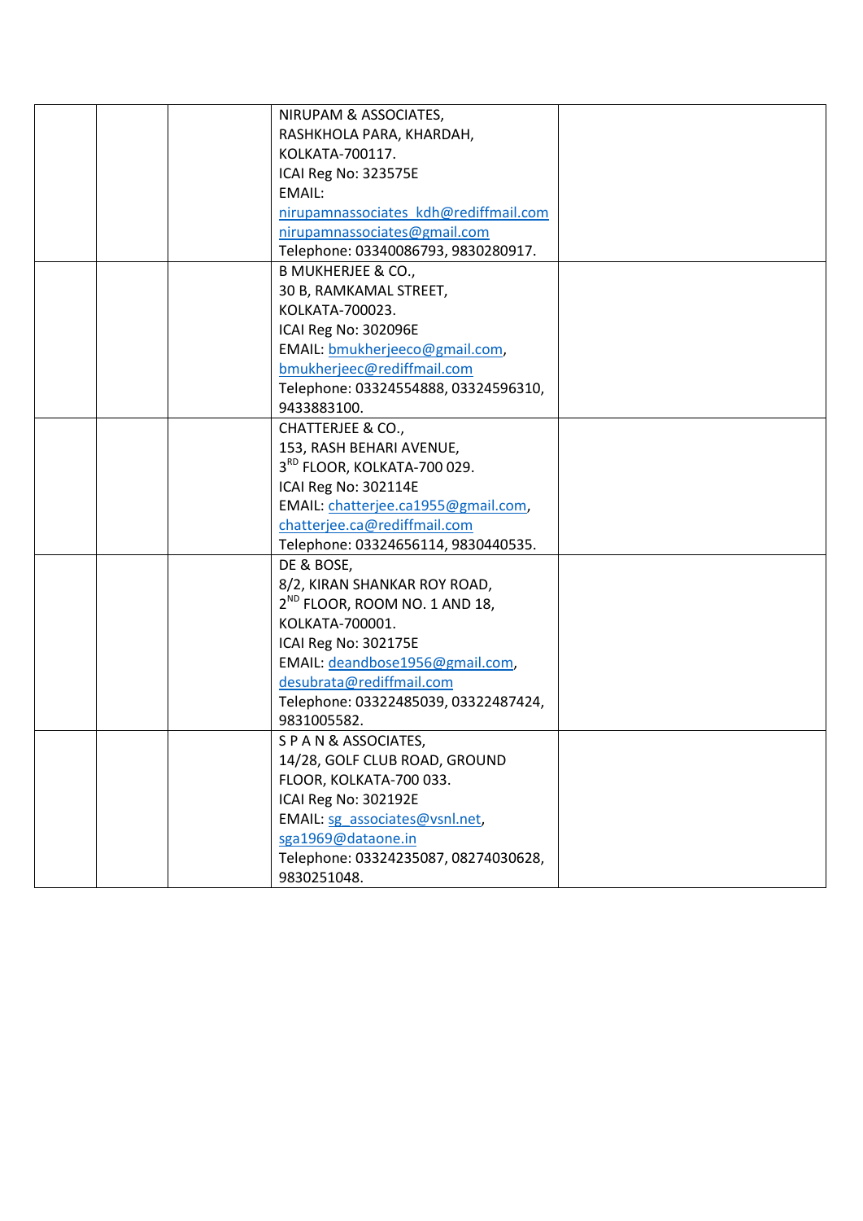| | | | | |
|---|---|---|---|---|
| | | | NIRUPAM & ASSOCIATES,<br>RASHKHOLA PARA, KHARDAH,<br>KOLKATA-700117.<br>ICAI Reg No: 323575E<br>EMAIL:<br>nirupamnassociates_kdh@rediffmail.com<br>nirupamnassociates@gmail.com<br>Telephone: 03340086793, 9830280917. | |
| | | | B MUKHERJEE & CO.,<br>30 B, RAMKAMAL STREET,<br>KOLKATA-700023.<br>ICAI Reg No: 302096E<br>EMAIL: bmukherjeeco@gmail.com,<br>bmukherjeec@rediffmail.com<br>Telephone: 03324554888, 03324596310,<br>9433883100. | |
| | | | CHATTERJEE & CO.,<br>153, RASH BEHARI AVENUE,<br>3RD FLOOR, KOLKATA-700 029.<br>ICAI Reg No: 302114E<br>EMAIL: chatterjee.ca1955@gmail.com,<br>chatterjee.ca@rediffmail.com<br>Telephone: 03324656114, 9830440535. | |
| | | | DE & BOSE,<br>8/2, KIRAN SHANKAR ROY ROAD,<br>2ND FLOOR, ROOM NO. 1 AND 18,<br>KOLKATA-700001.<br>ICAI Reg No: 302175E<br>EMAIL: deandbose1956@gmail.com,<br>desubrata@rediffmail.com<br>Telephone: 03322485039, 03322487424,<br>9831005582. | |
| | | | S P A N & ASSOCIATES,<br>14/28, GOLF CLUB ROAD, GROUND<br>FLOOR, KOLKATA-700 033.<br>ICAI Reg No: 302192E<br>EMAIL: sg_associates@vsnl.net,<br>sga1969@dataone.in<br>Telephone: 03324235087, 08274030628,<br>9830251048. | |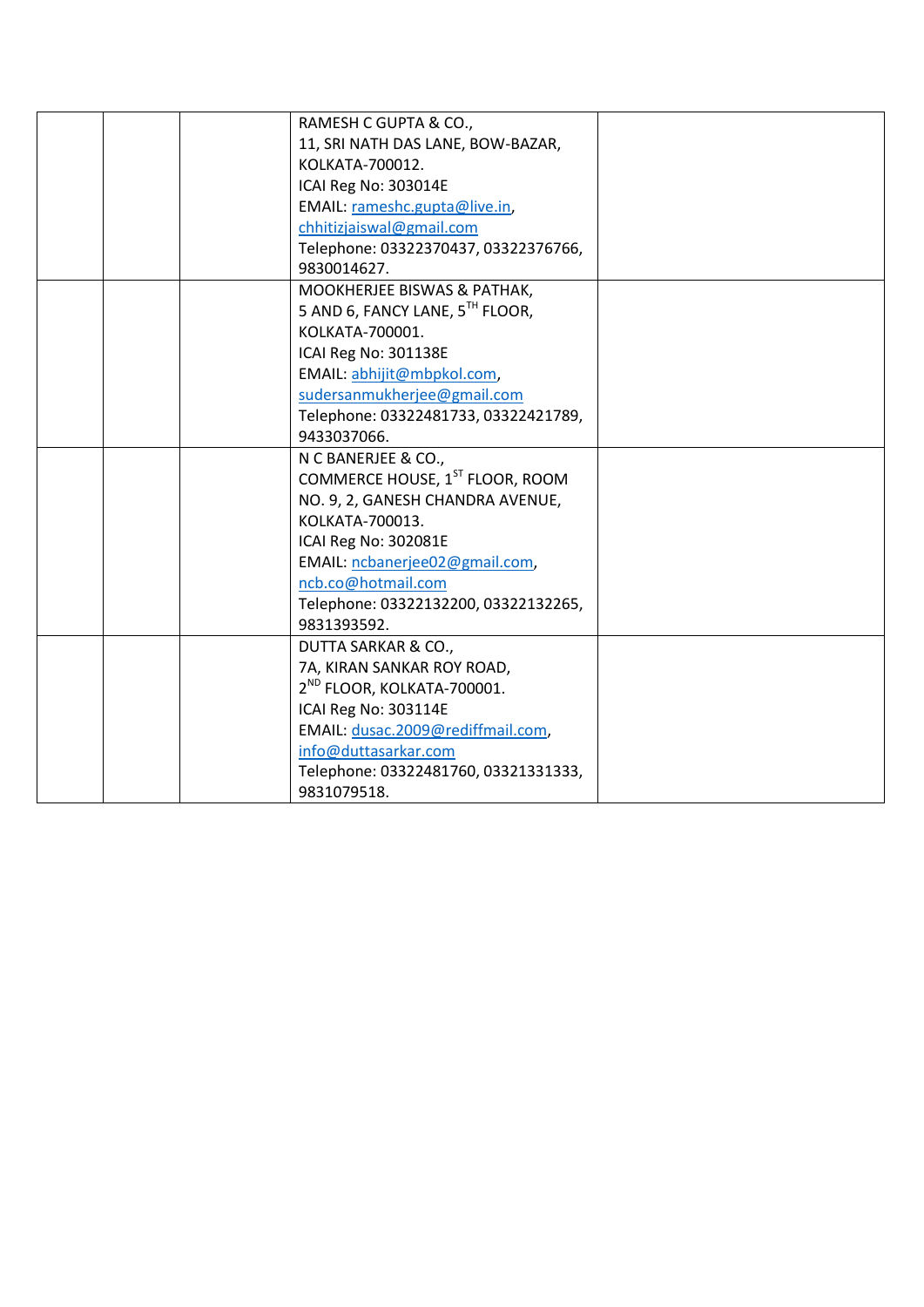| | | | | |
|---|---|---|---|---|
| | | | RAMESH C GUPTA & CO., 11, SRI NATH DAS LANE, BOW-BAZAR, KOLKATA-700012. ICAI Reg No: 303014E EMAIL: rameshc.gupta@live.in, chhitizjaiswal@gmail.com Telephone: 03322370437, 03322376766, 9830014627. | |
| | | | MOOKHERJEE BISWAS & PATHAK, 5 AND 6, FANCY LANE, 5TH FLOOR, KOLKATA-700001. ICAI Reg No: 301138E EMAIL: abhijit@mbpkol.com, sudersanmukherjee@gmail.com Telephone: 03322481733, 03322421789, 9433037066. | |
| | | | N C BANERJEE & CO., COMMERCE HOUSE, 1ST FLOOR, ROOM NO. 9, 2, GANESH CHANDRA AVENUE, KOLKATA-700013. ICAI Reg No: 302081E EMAIL: ncbanerjee02@gmail.com, ncb.co@hotmail.com Telephone: 03322132200, 03322132265, 9831393592. | |
| | | | DUTTA SARKAR & CO., 7A, KIRAN SANKAR ROY ROAD, 2ND FLOOR, KOLKATA-700001. ICAI Reg No: 303114E EMAIL: dusac.2009@rediffmail.com, info@duttasarkar.com Telephone: 03322481760, 03321331333, 9831079518. | |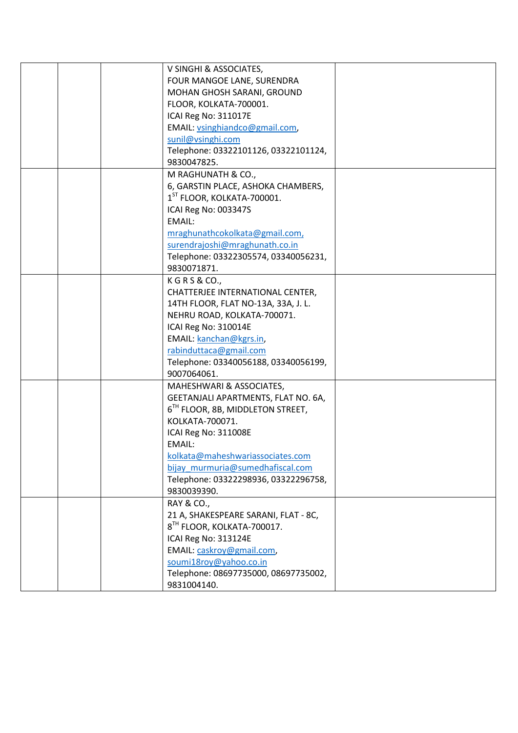|  |  |  |  |  |
|---|---|---|---|---|
|  |  |  | V SINGHI & ASSOCIATES,<br>FOUR MANGOE LANE, SURENDRA MOHAN GHOSH SARANI, GROUND FLOOR, KOLKATA-700001.<br>ICAI Reg No: 311017E<br>EMAIL: vsinghiandco@gmail.com, sunil@vsinghi.com<br>Telephone: 03322101126, 03322101124, 9830047825. |  |
|  |  |  | M RAGHUNATH & CO.,<br>6, GARSTIN PLACE, ASHOKA CHAMBERS, 1ST FLOOR, KOLKATA-700001.<br>ICAI Reg No: 003347S<br>EMAIL: mraghunathcokolkata@gmail.com, surendrajoshi@mraghunath.co.in<br>Telephone: 03322305574, 03340056231, 9830071871. |  |
|  |  |  | K G R S & CO.,<br>CHATTERJEE INTERNATIONAL CENTER, 14TH FLOOR, FLAT NO-13A, 33A, J. L. NEHRU ROAD, KOLKATA-700071.<br>ICAI Reg No: 310014E<br>EMAIL: kanchan@kgrs.in, rabinduttaca@gmail.com<br>Telephone: 03340056188, 03340056199, 9007064061. |  |
|  |  |  | MAHESHWARI & ASSOCIATES,<br>GEETANJALI APARTMENTS, FLAT NO. 6A, 6TH FLOOR, 8B, MIDDLETON STREET, KOLKATA-700071.<br>ICAI Reg No: 311008E<br>EMAIL: kolkata@maheshwariassociates.com bijay_murmuria@sumedhafiscal.com<br>Telephone: 03322298936, 03322296758, 9830039390. |  |
|  |  |  | RAY & CO.,<br>21 A, SHAKESPEARE SARANI, FLAT - 8C, 8TH FLOOR, KOLKATA-700017.<br>ICAI Reg No: 313124E<br>EMAIL: caskroy@gmail.com, soumi18roy@yahoo.co.in<br>Telephone: 08697735000, 08697735002, 9831004140. |  |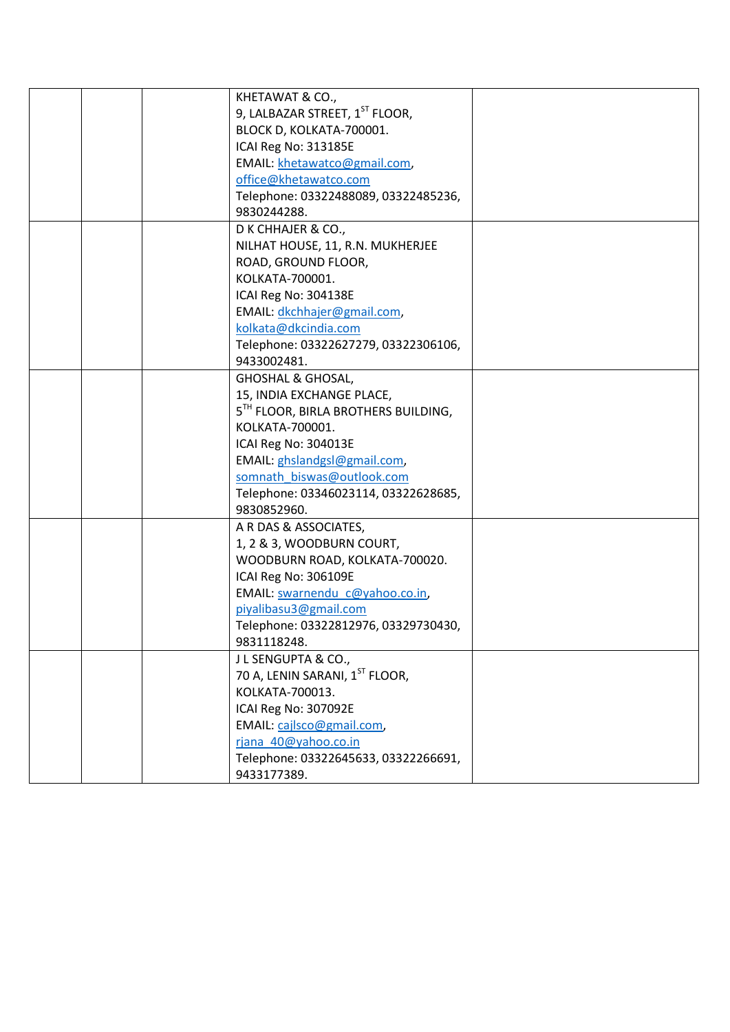| | | | | |
|---|---|---|---|---|
| | | | KHETAWAT & CO.,<br>9, LALBAZAR STREET, 1[ST] FLOOR,<br>BLOCK D, KOLKATA-700001.<br>ICAI Reg No: 313185E<br>EMAIL: khetawatco@gmail.com,<br>office@khetawatco.com<br>Telephone: 03322488089, 03322485236,<br>9830244288. | |
| | | | D K CHHAJER & CO.,<br>NILHAT HOUSE, 11, R.N. MUKHERJEE<br>ROAD, GROUND FLOOR,<br>KOLKATA-700001.<br>ICAI Reg No: 304138E<br>EMAIL: dkchhajer@gmail.com,<br>kolkata@dkcindia.com<br>Telephone: 03322627279, 03322306106,<br>9433002481. | |
| | | | GHOSHAL & GHOSAL,<br>15, INDIA EXCHANGE PLACE,<br>5[TH] FLOOR, BIRLA BROTHERS BUILDING,<br>KOLKATA-700001.<br>ICAI Reg No: 304013E<br>EMAIL: ghslandgsl@gmail.com,<br>somnath_biswas@outlook.com<br>Telephone: 03346023114, 03322628685,<br>9830852960. | |
| | | | A R DAS & ASSOCIATES,<br>1, 2 & 3, WOODBURN COURT,<br>WOODBURN ROAD, KOLKATA-700020.<br>ICAI Reg No: 306109E<br>EMAIL: swarnendu_c@yahoo.co.in,<br>piyalibasu3@gmail.com<br>Telephone: 03322812976, 03329730430,<br>9831118248. | |
| | | | J L SENGUPTA & CO.,<br>70 A, LENIN SARANI, 1[ST] FLOOR,<br>KOLKATA-700013.<br>ICAI Reg No: 307092E<br>EMAIL: cajlsco@gmail.com,<br>rjana_40@yahoo.co.in<br>Telephone: 03322645633, 03322266691,<br>9433177389. | |